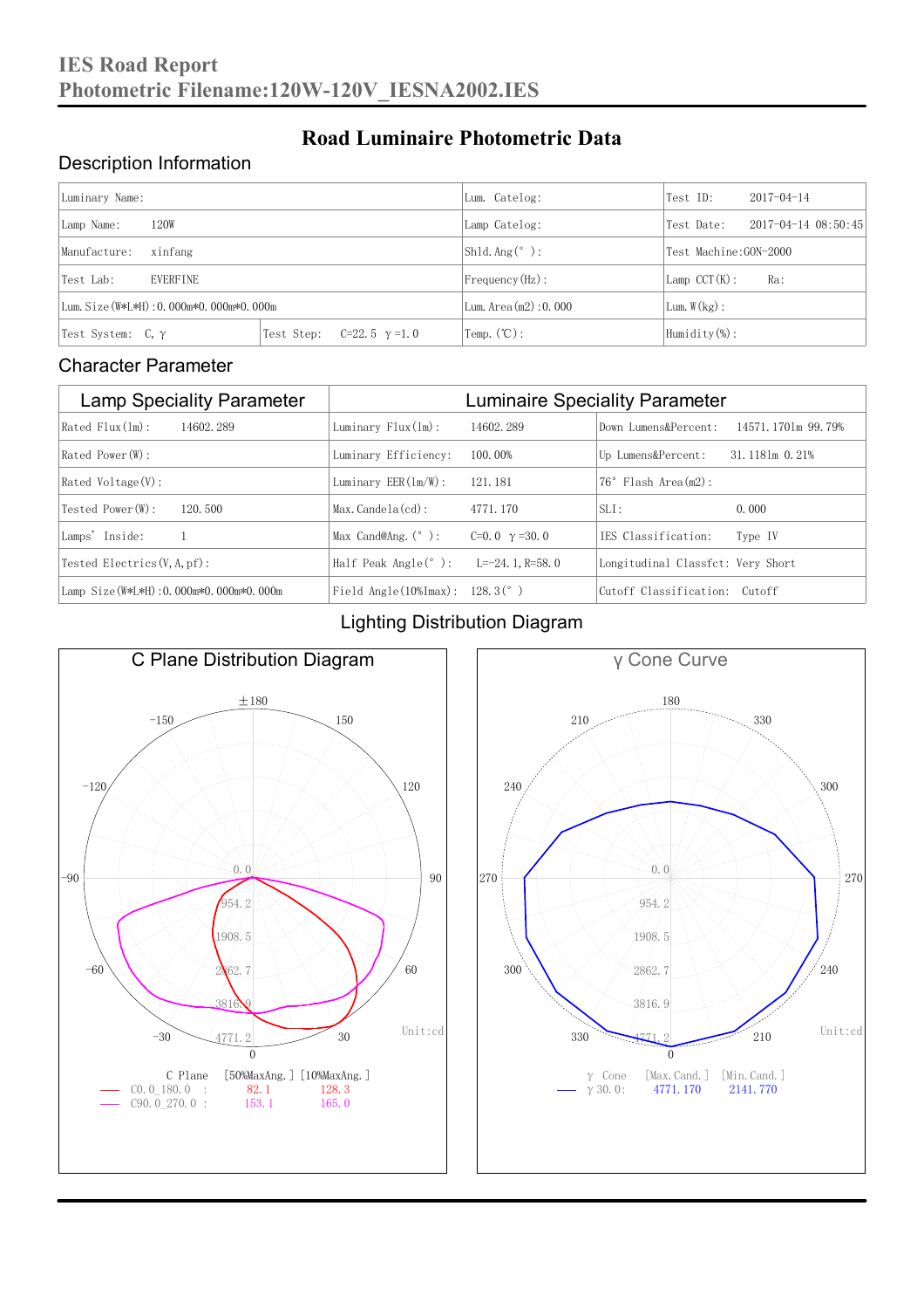# IES Road Report
## Photometric Filename:120W-120V_IESNA2002.IES

## Road Luminaire Photometric Data

### Description Information

| Luminary Name: | | Lum. Catelog: | Test ID: 2017-04-14 |
|---|---|---|---|
| Lamp Name: 120W | | Lamp Catelog: | Test Date: 2017-04-14 08:50:45 |
| Manufacture: xinfang | | Shld.Ang(°): | Test Machine:GON-2000 |
| Test Lab: EVERFINE | | Frequency(Hz): | Lamp CCT(K): Ra: |
| Lum.Size(W*L*H):0.000m*0.000m*0.000m | | Lum.Area(m2):0.000 | Lum.W(kg): |
| Test System: C, γ | Test Step: C=22.5 γ=1.0 | Temp.(℃): | Humidity(%): |

### Character Parameter

| Lamp Speciality Parameter | Luminaire Speciality Parameter | |
|---|---|---|
| Rated Flux(lm): 14602.289 | Luminary Flux(lm): 14602.289 | Down Lumens&Percent: 14571.1701m 99.79% |
| Rated Power(W): | Luminary Efficiency: 100.00% | Up Lumens&Percent: 31.1181m 0.21% |
| Rated Voltage(V): | Luminary EER(lm/W): 121.181 | 76° Flash Area(m2): |
| Tested Power(W): 120.500 | Max.Candela(cd): 4771.170 | SLI: 0.000 |
| Lamps' Inside: 1 | Max Cand@Ang.(°): C=0.0 γ=30.0 | IES Classification: Type IV |
| Tested Electrics(V,A,pf): | Half Peak Angle(°): L=-24.1, R=58.0 | Longitudinal Classfct: Very Short |
| Lamp Size(W*L*H):0.000m*0.000m*0.000m | Field Angle(10%Imax): 128.3(°) | Cutoff Classification: Cutoff |

### Lighting Distribution Diagram

**C Plane Distribution Diagram** (Unit:cd)

| C Plane | [50%MaxAng.] | [10%MaxAng.] |
|---|---|---|
| C0.0_180.0 | 82.1 | 128.3 |
| C90.0_270.0 | 153.1 | 165.0 |

**γ Cone Curve** (Unit:cd)

| γ Cone | [Max.Cand.] | [Min.Cand.] |
|---|---|---|
| γ 30.0: | 4771.170 | 2141.770 |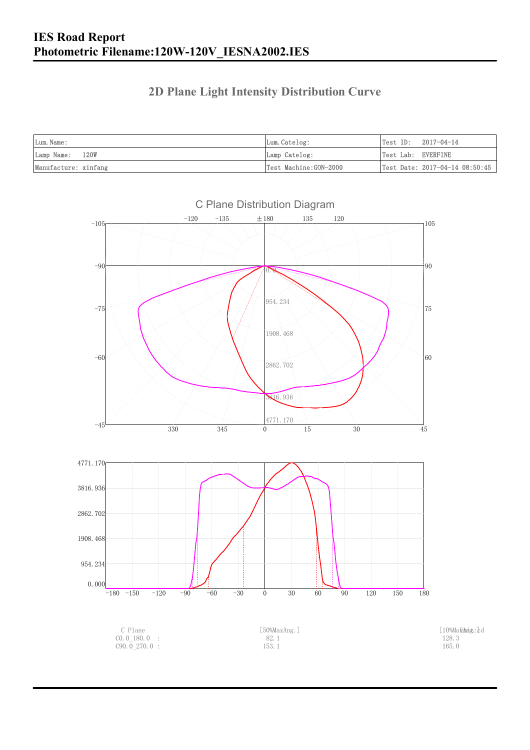# IES Road Report
## Photometric Filename:120W-120V_IESNA2002.IES

## 2D Plane Light Intensity Distribution Curve

| Lum.Name: | Lum.Catelog: | Test ID: 2017-04-14 |
| --- | --- | --- |
| Lamp Name: 120W | Lamp Catelog: | Test Lab: EVERFINE |
| Manufacture: xinfang | Test Machine:GON-2000 | Test Date: 2017-04-14 08:50:45 |

C Plane Distribution Diagram

| C Plane | [50%MaxAng.] | [10%MaxAng.] |
| --- | --- | --- |
| C0.0_180.0 : | 82.1 | 128.3 |
| C90.0_270.0 : | 153.1 | 165.0 |

Unit: cd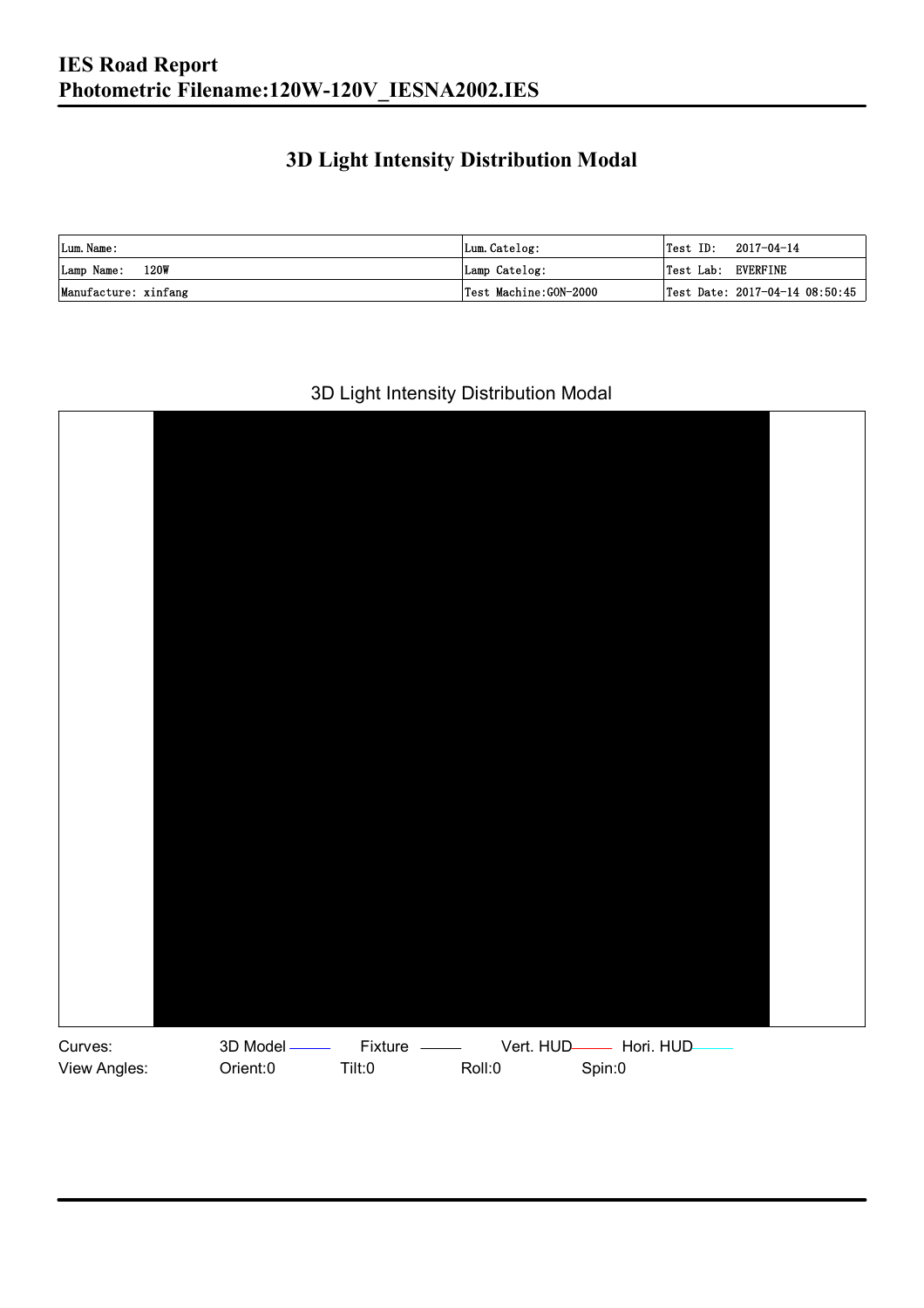# IES Road Report
## Photometric Filename:120W-120V_IESNA2002.IES

## 3D Light Intensity Distribution Modal

| Lum. Name: | Lum. Catelog: | Test ID: 2017-04-14 |
|---|---|---|
| Lamp Name: 120W | Lamp Catelog: | Test Lab: EVERFINE |
| Manufacture: xinfang | Test Machine:GON-2000 | Test Date: 2017-04-14 08:50:45 |

3D Light Intensity Distribution Modal

Curves: 3D Model Fixture Vert. HUD Hori. HUD

View Angles: Orient:0 Tilt:0 Roll:0 Spin:0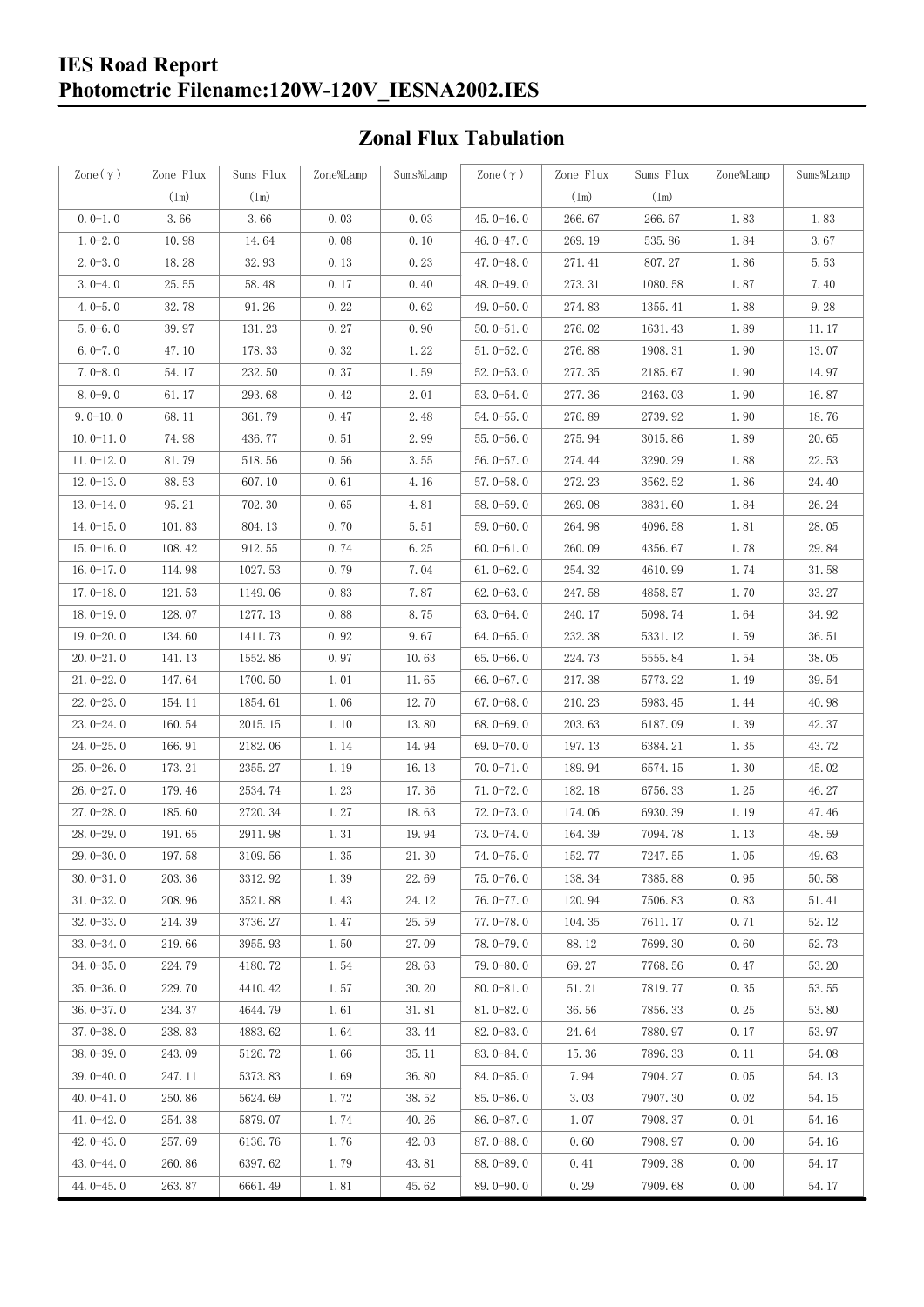## Zonal Flux Tabulation

| Zone(γ) | Zone Flux (lm) | Sums Flux (lm) | Zone%Lamp | Sums%Lamp | Zone(γ) | Zone Flux (lm) | Sums Flux (lm) | Zone%Lamp | Sums%Lamp |
|---|---|---|---|---|---|---|---|---|---|
| 0.0-1.0 | 3.66 | 3.66 | 0.03 | 0.03 | 45.0-46.0 | 266.67 | 266.67 | 1.83 | 1.83 |
| 1.0-2.0 | 10.98 | 14.64 | 0.08 | 0.10 | 46.0-47.0 | 269.19 | 535.86 | 1.84 | 3.67 |
| 2.0-3.0 | 18.28 | 32.93 | 0.13 | 0.23 | 47.0-48.0 | 271.41 | 807.27 | 1.86 | 5.53 |
| 3.0-4.0 | 25.55 | 58.48 | 0.17 | 0.40 | 48.0-49.0 | 273.31 | 1080.58 | 1.87 | 7.40 |
| 4.0-5.0 | 32.78 | 91.26 | 0.22 | 0.62 | 49.0-50.0 | 274.83 | 1355.41 | 1.88 | 9.28 |
| 5.0-6.0 | 39.97 | 131.23 | 0.27 | 0.90 | 50.0-51.0 | 276.02 | 1631.43 | 1.89 | 11.17 |
| 6.0-7.0 | 47.10 | 178.33 | 0.32 | 1.22 | 51.0-52.0 | 276.88 | 1908.31 | 1.90 | 13.07 |
| 7.0-8.0 | 54.17 | 232.50 | 0.37 | 1.59 | 52.0-53.0 | 277.35 | 2185.67 | 1.90 | 14.97 |
| 8.0-9.0 | 61.17 | 293.68 | 0.42 | 2.01 | 53.0-54.0 | 277.36 | 2463.03 | 1.90 | 16.87 |
| 9.0-10.0 | 68.11 | 361.79 | 0.47 | 2.48 | 54.0-55.0 | 276.89 | 2739.92 | 1.90 | 18.76 |
| 10.0-11.0 | 74.98 | 436.77 | 0.51 | 2.99 | 55.0-56.0 | 275.94 | 3015.86 | 1.89 | 20.65 |
| 11.0-12.0 | 81.79 | 518.56 | 0.56 | 3.55 | 56.0-57.0 | 274.44 | 3290.29 | 1.88 | 22.53 |
| 12.0-13.0 | 88.53 | 607.10 | 0.61 | 4.16 | 57.0-58.0 | 272.23 | 3562.52 | 1.86 | 24.40 |
| 13.0-14.0 | 95.21 | 702.30 | 0.65 | 4.81 | 58.0-59.0 | 269.08 | 3831.60 | 1.84 | 26.24 |
| 14.0-15.0 | 101.83 | 804.13 | 0.70 | 5.51 | 59.0-60.0 | 264.98 | 4096.58 | 1.81 | 28.05 |
| 15.0-16.0 | 108.42 | 912.55 | 0.74 | 6.25 | 60.0-61.0 | 260.09 | 4356.67 | 1.78 | 29.84 |
| 16.0-17.0 | 114.98 | 1027.53 | 0.79 | 7.04 | 61.0-62.0 | 254.32 | 4610.99 | 1.74 | 31.58 |
| 17.0-18.0 | 121.53 | 1149.06 | 0.83 | 7.87 | 62.0-63.0 | 247.58 | 4858.57 | 1.70 | 33.27 |
| 18.0-19.0 | 128.07 | 1277.13 | 0.88 | 8.75 | 63.0-64.0 | 240.17 | 5098.74 | 1.64 | 34.92 |
| 19.0-20.0 | 134.60 | 1411.73 | 0.92 | 9.67 | 64.0-65.0 | 232.38 | 5331.12 | 1.59 | 36.51 |
| 20.0-21.0 | 141.13 | 1552.86 | 0.97 | 10.63 | 65.0-66.0 | 224.73 | 5555.84 | 1.54 | 38.05 |
| 21.0-22.0 | 147.64 | 1700.50 | 1.01 | 11.65 | 66.0-67.0 | 217.38 | 5773.22 | 1.49 | 39.54 |
| 22.0-23.0 | 154.11 | 1854.61 | 1.06 | 12.70 | 67.0-68.0 | 210.23 | 5983.45 | 1.44 | 40.98 |
| 23.0-24.0 | 160.54 | 2015.15 | 1.10 | 13.80 | 68.0-69.0 | 203.63 | 6187.09 | 1.39 | 42.37 |
| 24.0-25.0 | 166.91 | 2182.06 | 1.14 | 14.94 | 69.0-70.0 | 197.13 | 6384.21 | 1.35 | 43.72 |
| 25.0-26.0 | 173.21 | 2355.27 | 1.19 | 16.13 | 70.0-71.0 | 189.94 | 6574.15 | 1.30 | 45.02 |
| 26.0-27.0 | 179.46 | 2534.74 | 1.23 | 17.36 | 71.0-72.0 | 182.18 | 6756.33 | 1.25 | 46.27 |
| 27.0-28.0 | 185.60 | 2720.34 | 1.27 | 18.63 | 72.0-73.0 | 174.06 | 6930.39 | 1.19 | 47.46 |
| 28.0-29.0 | 191.65 | 2911.98 | 1.31 | 19.94 | 73.0-74.0 | 164.39 | 7094.78 | 1.13 | 48.59 |
| 29.0-30.0 | 197.58 | 3109.56 | 1.35 | 21.30 | 74.0-75.0 | 152.77 | 7247.55 | 1.05 | 49.63 |
| 30.0-31.0 | 203.36 | 3312.92 | 1.39 | 22.69 | 75.0-76.0 | 138.34 | 7385.88 | 0.95 | 50.58 |
| 31.0-32.0 | 208.96 | 3521.88 | 1.43 | 24.12 | 76.0-77.0 | 120.94 | 7506.83 | 0.83 | 51.41 |
| 32.0-33.0 | 214.39 | 3736.27 | 1.47 | 25.59 | 77.0-78.0 | 104.35 | 7611.17 | 0.71 | 52.12 |
| 33.0-34.0 | 219.66 | 3955.93 | 1.50 | 27.09 | 78.0-79.0 | 88.12 | 7699.30 | 0.60 | 52.73 |
| 34.0-35.0 | 224.79 | 4180.72 | 1.54 | 28.63 | 79.0-80.0 | 69.27 | 7768.56 | 0.47 | 53.20 |
| 35.0-36.0 | 229.70 | 4410.42 | 1.57 | 30.20 | 80.0-81.0 | 51.21 | 7819.77 | 0.35 | 53.55 |
| 36.0-37.0 | 234.37 | 4644.79 | 1.61 | 31.81 | 81.0-82.0 | 36.56 | 7856.33 | 0.25 | 53.80 |
| 37.0-38.0 | 238.83 | 4883.62 | 1.64 | 33.44 | 82.0-83.0 | 24.64 | 7880.97 | 0.17 | 53.97 |
| 38.0-39.0 | 243.09 | 5126.72 | 1.66 | 35.11 | 83.0-84.0 | 15.36 | 7896.33 | 0.11 | 54.08 |
| 39.0-40.0 | 247.11 | 5373.83 | 1.69 | 36.80 | 84.0-85.0 | 7.94 | 7904.27 | 0.05 | 54.13 |
| 40.0-41.0 | 250.86 | 5624.69 | 1.72 | 38.52 | 85.0-86.0 | 3.03 | 7907.30 | 0.02 | 54.15 |
| 41.0-42.0 | 254.38 | 5879.07 | 1.74 | 40.26 | 86.0-87.0 | 1.07 | 7908.37 | 0.01 | 54.16 |
| 42.0-43.0 | 257.69 | 6136.76 | 1.76 | 42.03 | 87.0-88.0 | 0.60 | 7908.97 | 0.00 | 54.16 |
| 43.0-44.0 | 260.86 | 6397.62 | 1.79 | 43.81 | 88.0-89.0 | 0.41 | 7909.38 | 0.00 | 54.17 |
| 44.0-45.0 | 263.87 | 6661.49 | 1.81 | 45.62 | 89.0-90.0 | 0.29 | 7909.68 | 0.00 | 54.17 |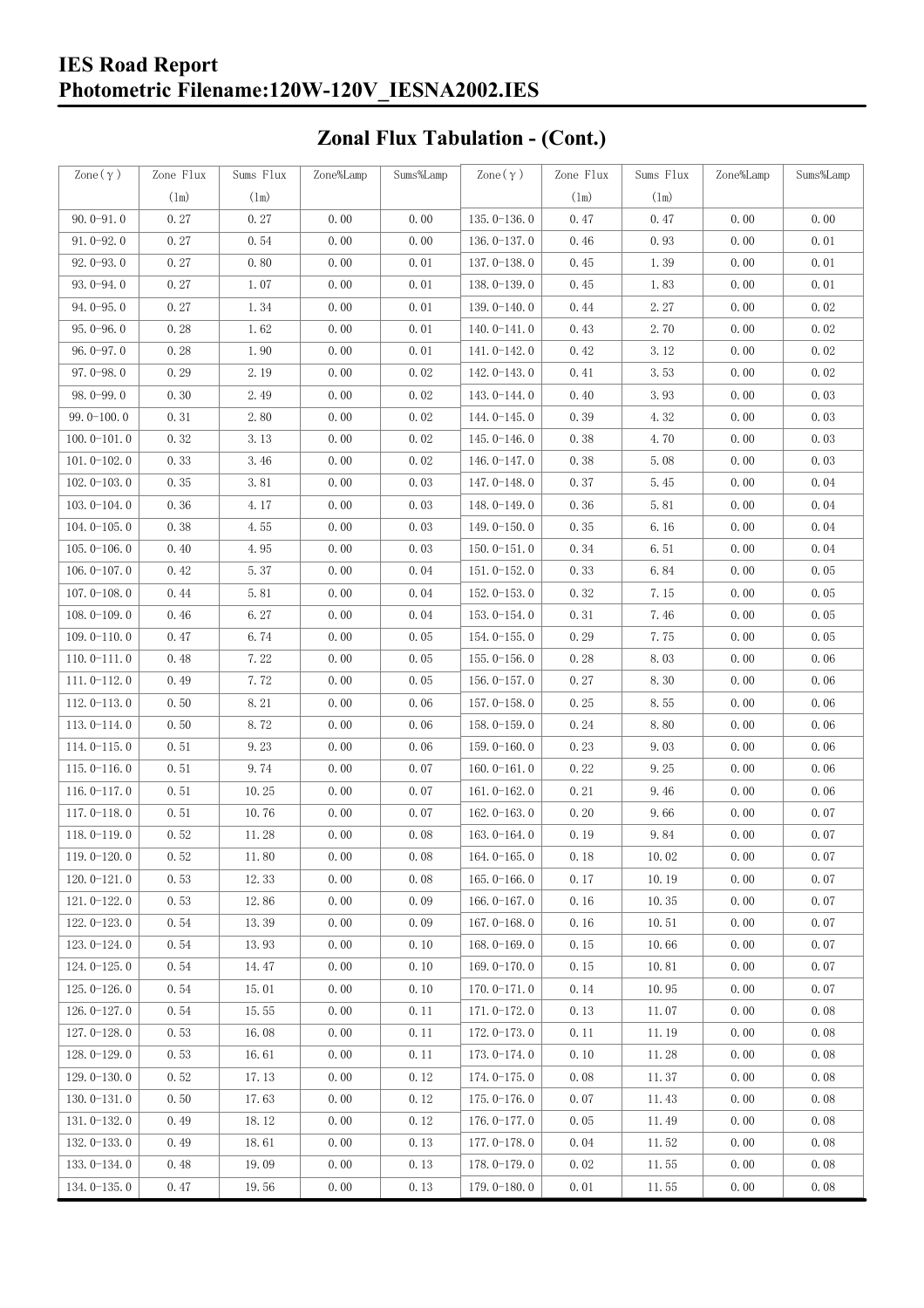## Zonal Flux Tabulation - (Cont.)

| Zone(γ) | Zone Flux (lm) | Sums Flux (lm) | Zone%Lamp | Sums%Lamp | Zone(γ) | Zone Flux (lm) | Sums Flux (lm) | Zone%Lamp | Sums%Lamp |
|---|---|---|---|---|---|---|---|---|---|
| 90.0-91.0 | 0.27 | 0.27 | 0.00 | 0.00 | 135.0-136.0 | 0.47 | 0.47 | 0.00 | 0.00 |
| 91.0-92.0 | 0.27 | 0.54 | 0.00 | 0.00 | 136.0-137.0 | 0.46 | 0.93 | 0.00 | 0.01 |
| 92.0-93.0 | 0.27 | 0.80 | 0.00 | 0.01 | 137.0-138.0 | 0.45 | 1.39 | 0.00 | 0.01 |
| 93.0-94.0 | 0.27 | 1.07 | 0.00 | 0.01 | 138.0-139.0 | 0.45 | 1.83 | 0.00 | 0.01 |
| 94.0-95.0 | 0.27 | 1.34 | 0.00 | 0.01 | 139.0-140.0 | 0.44 | 2.27 | 0.00 | 0.02 |
| 95.0-96.0 | 0.28 | 1.62 | 0.00 | 0.01 | 140.0-141.0 | 0.43 | 2.70 | 0.00 | 0.02 |
| 96.0-97.0 | 0.28 | 1.90 | 0.00 | 0.01 | 141.0-142.0 | 0.42 | 3.12 | 0.00 | 0.02 |
| 97.0-98.0 | 0.29 | 2.19 | 0.00 | 0.02 | 142.0-143.0 | 0.41 | 3.53 | 0.00 | 0.02 |
| 98.0-99.0 | 0.30 | 2.49 | 0.00 | 0.02 | 143.0-144.0 | 0.40 | 3.93 | 0.00 | 0.03 |
| 99.0-100.0 | 0.31 | 2.80 | 0.00 | 0.02 | 144.0-145.0 | 0.39 | 4.32 | 0.00 | 0.03 |
| 100.0-101.0 | 0.32 | 3.13 | 0.00 | 0.02 | 145.0-146.0 | 0.38 | 4.70 | 0.00 | 0.03 |
| 101.0-102.0 | 0.33 | 3.46 | 0.00 | 0.02 | 146.0-147.0 | 0.38 | 5.08 | 0.00 | 0.03 |
| 102.0-103.0 | 0.35 | 3.81 | 0.00 | 0.03 | 147.0-148.0 | 0.37 | 5.45 | 0.00 | 0.04 |
| 103.0-104.0 | 0.36 | 4.17 | 0.00 | 0.03 | 148.0-149.0 | 0.36 | 5.81 | 0.00 | 0.04 |
| 104.0-105.0 | 0.38 | 4.55 | 0.00 | 0.03 | 149.0-150.0 | 0.35 | 6.16 | 0.00 | 0.04 |
| 105.0-106.0 | 0.40 | 4.95 | 0.00 | 0.03 | 150.0-151.0 | 0.34 | 6.51 | 0.00 | 0.04 |
| 106.0-107.0 | 0.42 | 5.37 | 0.00 | 0.04 | 151.0-152.0 | 0.33 | 6.84 | 0.00 | 0.05 |
| 107.0-108.0 | 0.44 | 5.81 | 0.00 | 0.04 | 152.0-153.0 | 0.32 | 7.15 | 0.00 | 0.05 |
| 108.0-109.0 | 0.46 | 6.27 | 0.00 | 0.04 | 153.0-154.0 | 0.31 | 7.46 | 0.00 | 0.05 |
| 109.0-110.0 | 0.47 | 6.74 | 0.00 | 0.05 | 154.0-155.0 | 0.29 | 7.75 | 0.00 | 0.05 |
| 110.0-111.0 | 0.48 | 7.22 | 0.00 | 0.05 | 155.0-156.0 | 0.28 | 8.03 | 0.00 | 0.06 |
| 111.0-112.0 | 0.49 | 7.72 | 0.00 | 0.05 | 156.0-157.0 | 0.27 | 8.30 | 0.00 | 0.06 |
| 112.0-113.0 | 0.50 | 8.21 | 0.00 | 0.06 | 157.0-158.0 | 0.25 | 8.55 | 0.00 | 0.06 |
| 113.0-114.0 | 0.50 | 8.72 | 0.00 | 0.06 | 158.0-159.0 | 0.24 | 8.80 | 0.00 | 0.06 |
| 114.0-115.0 | 0.51 | 9.23 | 0.00 | 0.06 | 159.0-160.0 | 0.23 | 9.03 | 0.00 | 0.06 |
| 115.0-116.0 | 0.51 | 9.74 | 0.00 | 0.07 | 160.0-161.0 | 0.22 | 9.25 | 0.00 | 0.06 |
| 116.0-117.0 | 0.51 | 10.25 | 0.00 | 0.07 | 161.0-162.0 | 0.21 | 9.46 | 0.00 | 0.06 |
| 117.0-118.0 | 0.51 | 10.76 | 0.00 | 0.07 | 162.0-163.0 | 0.20 | 9.66 | 0.00 | 0.07 |
| 118.0-119.0 | 0.52 | 11.28 | 0.00 | 0.08 | 163.0-164.0 | 0.19 | 9.84 | 0.00 | 0.07 |
| 119.0-120.0 | 0.52 | 11.80 | 0.00 | 0.08 | 164.0-165.0 | 0.18 | 10.02 | 0.00 | 0.07 |
| 120.0-121.0 | 0.53 | 12.33 | 0.00 | 0.08 | 165.0-166.0 | 0.17 | 10.19 | 0.00 | 0.07 |
| 121.0-122.0 | 0.53 | 12.86 | 0.00 | 0.09 | 166.0-167.0 | 0.16 | 10.35 | 0.00 | 0.07 |
| 122.0-123.0 | 0.54 | 13.39 | 0.00 | 0.09 | 167.0-168.0 | 0.16 | 10.51 | 0.00 | 0.07 |
| 123.0-124.0 | 0.54 | 13.93 | 0.00 | 0.10 | 168.0-169.0 | 0.15 | 10.66 | 0.00 | 0.07 |
| 124.0-125.0 | 0.54 | 14.47 | 0.00 | 0.10 | 169.0-170.0 | 0.15 | 10.81 | 0.00 | 0.07 |
| 125.0-126.0 | 0.54 | 15.01 | 0.00 | 0.10 | 170.0-171.0 | 0.14 | 10.95 | 0.00 | 0.07 |
| 126.0-127.0 | 0.54 | 15.55 | 0.00 | 0.11 | 171.0-172.0 | 0.13 | 11.07 | 0.00 | 0.08 |
| 127.0-128.0 | 0.53 | 16.08 | 0.00 | 0.11 | 172.0-173.0 | 0.11 | 11.19 | 0.00 | 0.08 |
| 128.0-129.0 | 0.53 | 16.61 | 0.00 | 0.11 | 173.0-174.0 | 0.10 | 11.28 | 0.00 | 0.08 |
| 129.0-130.0 | 0.52 | 17.13 | 0.00 | 0.12 | 174.0-175.0 | 0.08 | 11.37 | 0.00 | 0.08 |
| 130.0-131.0 | 0.50 | 17.63 | 0.00 | 0.12 | 175.0-176.0 | 0.07 | 11.43 | 0.00 | 0.08 |
| 131.0-132.0 | 0.49 | 18.12 | 0.00 | 0.12 | 176.0-177.0 | 0.05 | 11.49 | 0.00 | 0.08 |
| 132.0-133.0 | 0.49 | 18.61 | 0.00 | 0.13 | 177.0-178.0 | 0.04 | 11.52 | 0.00 | 0.08 |
| 133.0-134.0 | 0.48 | 19.09 | 0.00 | 0.13 | 178.0-179.0 | 0.02 | 11.55 | 0.00 | 0.08 |
| 134.0-135.0 | 0.47 | 19.56 | 0.00 | 0.13 | 179.0-180.0 | 0.01 | 11.55 | 0.00 | 0.08 |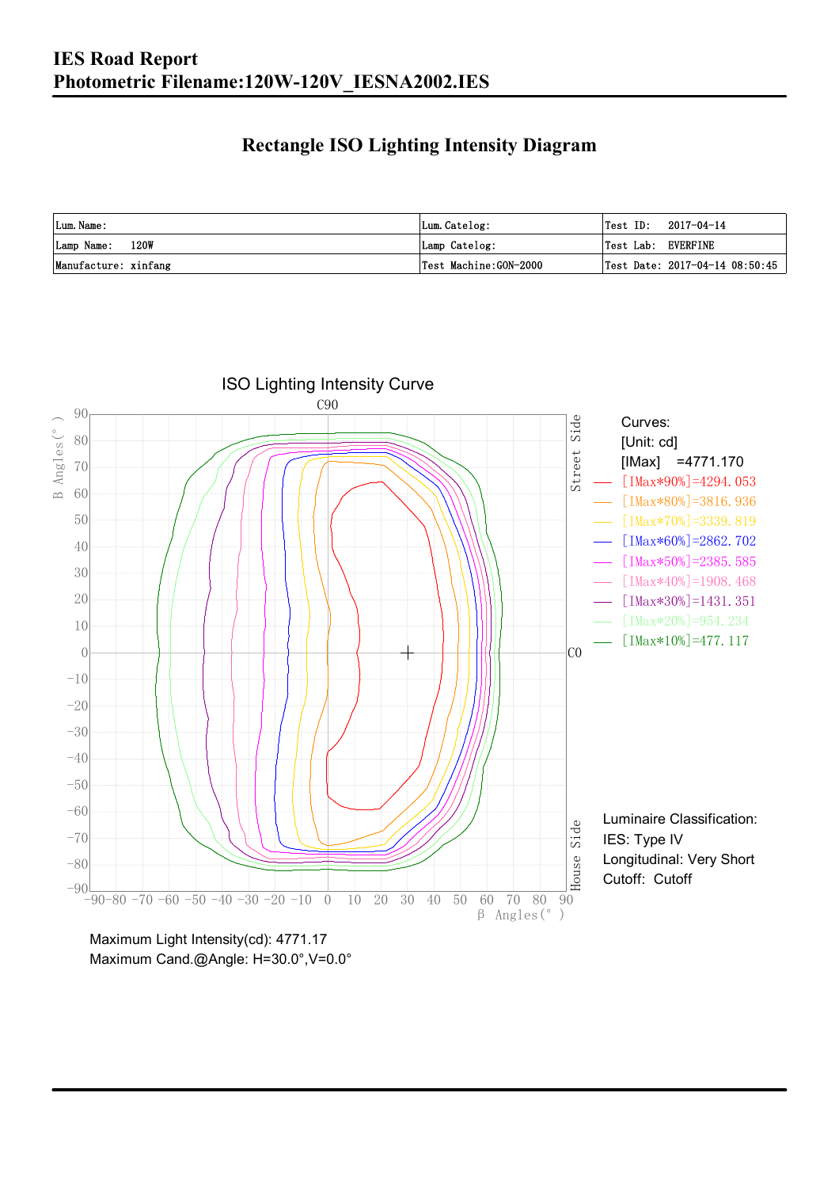# IES Road Report
# Photometric Filename:120W-120V_IESNA2002.IES

## Rectangle ISO Lighting Intensity Diagram

| Lum. Name: | Lum. Catelog: | Test ID: 2017-04-14 |
|---|---|---|
| Lamp Name: 120W | Lamp Catelog: | Test Lab: EVERFINE |
| Manufacture: xinfang | Test Machine:GON-2000 | Test Date: 2017-04-14 08:50:45 |

ISO Lighting Intensity Curve

Curves:
[Unit: cd]
[IMax] =4771.170
[IMax*90%]=4294.053
[IMax*80%]=3816.936
[IMax*70%]=3339.819
[IMax*60%]=2862.702
[IMax*50%]=2385.585
[IMax*40%]=1908.468
[IMax*30%]=1431.351
[IMax*20%]=954.234
[IMax*10%]=477.117

Luminaire Classification:
IES: Type IV
Longitudinal: Very Short
Cutoff: Cutoff

Maximum Light Intensity(cd): 4771.17
Maximum Cand.@Angle: H=30.0°,V=0.0°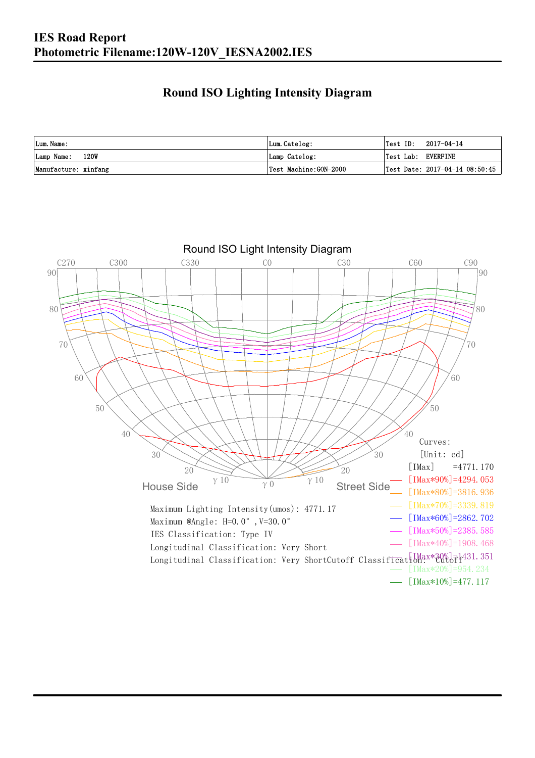# IES Road Report
# Photometric Filename:120W-120V_IESNA2002.IES

## Round ISO Lighting Intensity Diagram

| Lum. Name: | Lum. Catelog: | Test ID: 2017-04-14 |
|---|---|---|
| Lamp Name: 120W | Lamp Catelog: | Test Lab: EVERFINE |
| Manufacture: xinfang | Test Machine:GON-2000 | Test Date: 2017-04-14 08:50:45 |

Round ISO Light Intensity Diagram

C270 C300 C330 C0 C30 C60 C90

House Side — Street Side

Curves:
[Unit: cd]
[IMax] =4771.170
[IMax*90%]=4294.053
[IMax*80%]=3816.936
[IMax*70%]=3339.819
[IMax*60%]=2862.702
[IMax*50%]=2385.585
[IMax*40%]=1908.468
[IMax*30%]=1431.351
[IMax*20%]=954.234
[IMax*10%]=477.117

Maximum Lighting Intensity(umos): 4771.17
Maximum @Angle: H=0.0°, V=30.0°
IES Classification: Type IV
Longitudinal Classification: Very Short
Longitudinal Classification: Very ShortCutoff Classification: Cutoff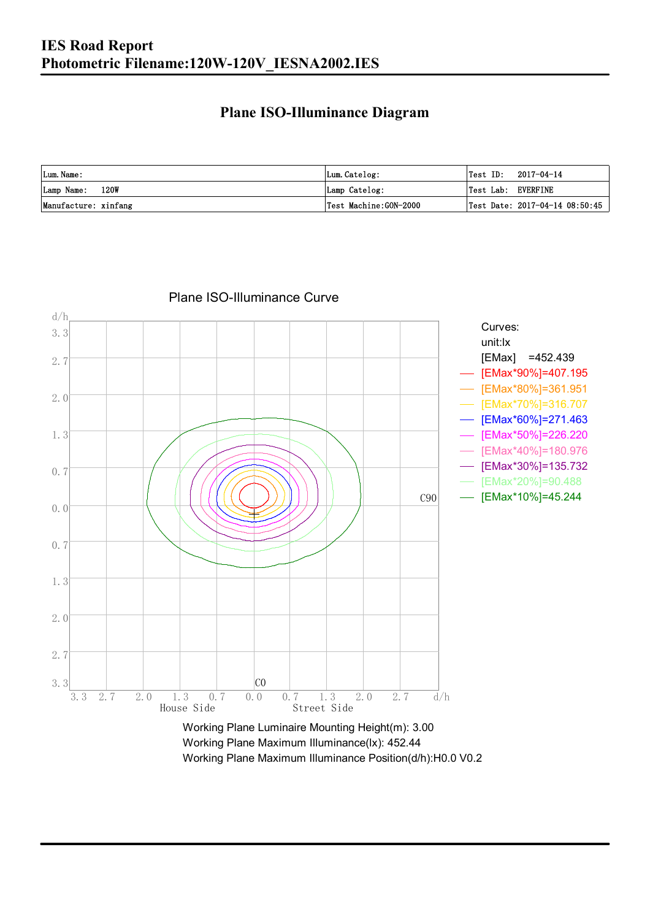# IES Road Report

# Photometric Filename:120W-120V_IESNA2002.IES

## Plane ISO-Illuminance Diagram

| Lum. Name: | Lum. Catelog: | Test ID: 2017-04-14 |
|---|---|---|
| Lamp Name: 120W | Lamp Catelog: | Test Lab: EVERFINE |
| Manufacture: xinfang | Test Machine:GON-2000 | Test Date: 2017-04-14 08:50:45 |

Plane ISO-Illuminance Curve

Curves:
unit:lx
[EMax] =452.439
[EMax*90%]=407.195
[EMax*80%]=361.951
[EMax*70%]=316.707
[EMax*60%]=271.463
[EMax*50%]=226.220
[EMax*40%]=180.976
[EMax*30%]=135.732
[EMax*20%]=90.488
[EMax*10%]=45.244

Working Plane Luminaire Mounting Height(m): 3.00
Working Plane Maximum Illuminance(lx): 452.44
Working Plane Maximum Illuminance Position(d/h):H0.0 V0.2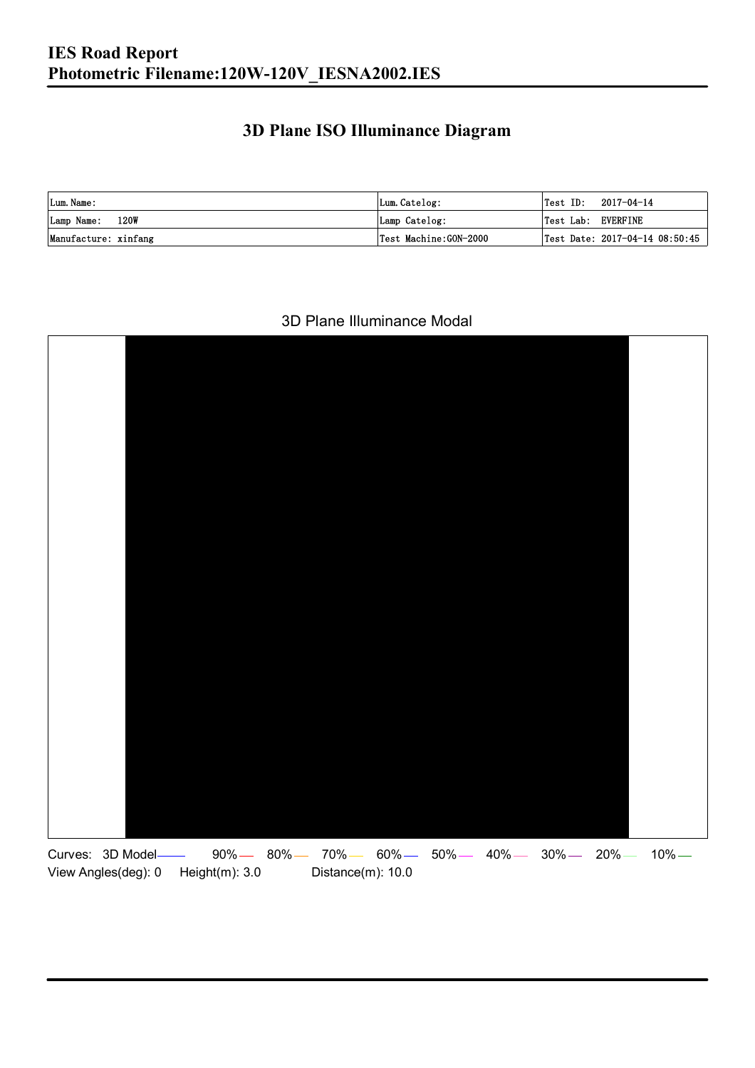# IES Road Report
# Photometric Filename:120W-120V_IESNA2002.IES

## 3D Plane ISO Illuminance Diagram

| Lum. Name: | Lum. Catelog: | Test ID:    2017-04-14 |
|---|---|---|
| Lamp Name:    120W | Lamp Catelog: | Test Lab:  EVERFINE |
| Manufacture: xinfang | Test Machine:GON-2000 | Test Date: 2017-04-14 08:50:45 |

3D Plane Illuminance Modal

Curves:  3D Model    90%    80%    70%    60%    50%    40%    30%    20%    10%

View Angles(deg): 0    Height(m): 3.0    Distance(m): 10.0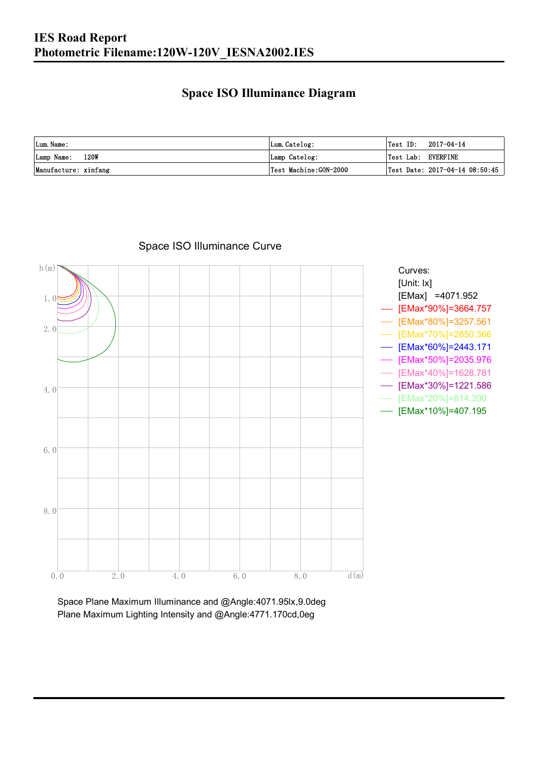# IES Road Report
# Photometric Filename:120W-120V_IESNA2002.IES

## Space ISO Illuminance Diagram

| Lum.Name: | Lum.Catelog: | Test ID: 2017-04-14 |
|---|---|---|
| Lamp Name: 120W | Lamp Catelog: | Test Lab: EVERFINE |
| Manufacture: xinfang | Test Machine:GON-2000 | Test Date: 2017-04-14 08:50:45 |

Space ISO Illuminance Curve

Curves:
[Unit: lx]
[EMax] =4071.952
[EMax*90%]=3664.757
[EMax*80%]=3257.561
[EMax*70%]=2850.366
[EMax*60%]=2443.171
[EMax*50%]=2035.976
[EMax*40%]=1628.781
[EMax*30%]=1221.586
[EMax*20%]=814.390
[EMax*10%]=407.195

Space Plane Maximum Illuminance and @Angle:4071.95lx,9.0deg
Plane Maximum Lighting Intensity and @Angle:4771.170cd,0eg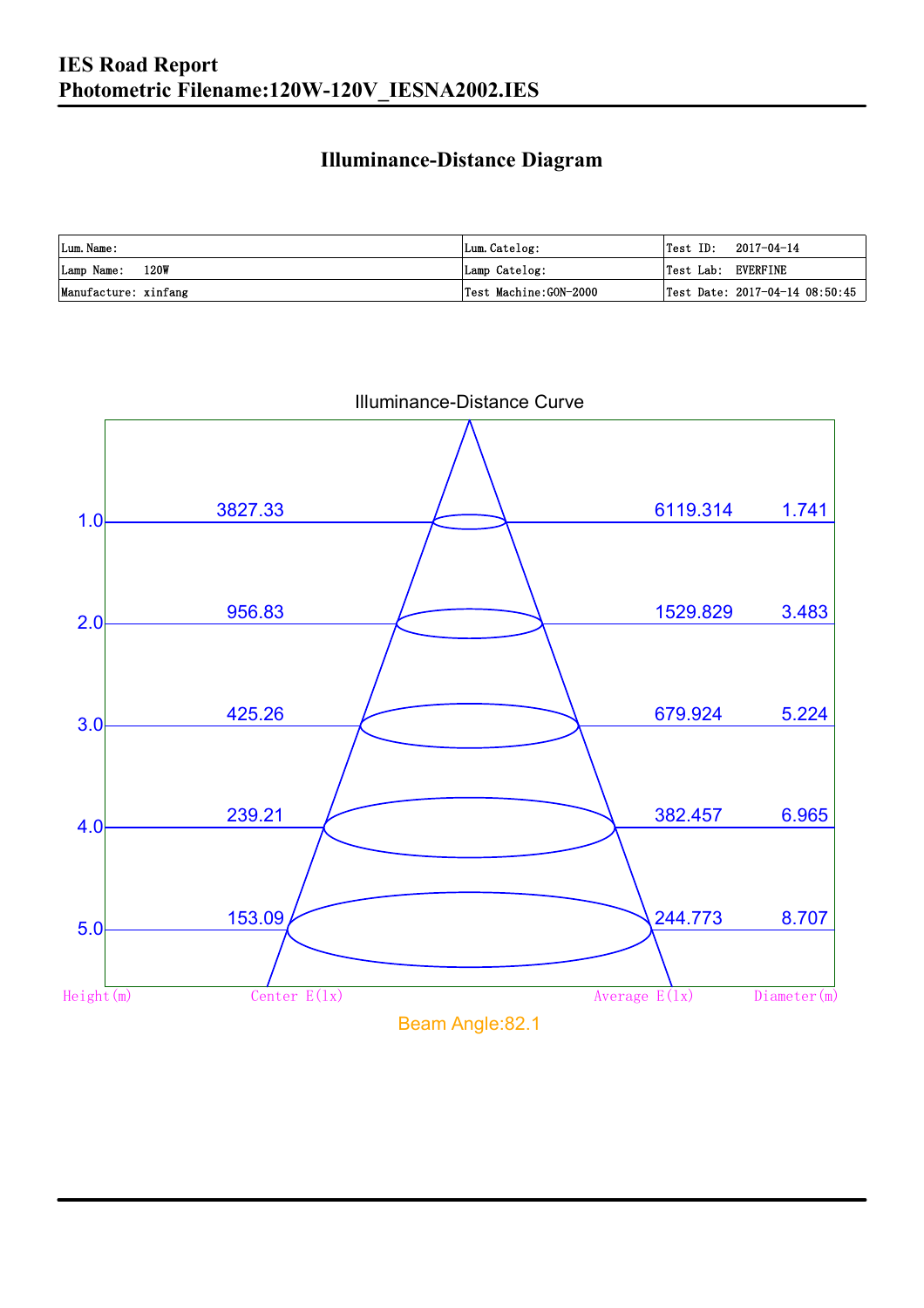# IES Road Report
# Photometric Filename:120W-120V_IESNA2002.IES

## Illuminance-Distance Diagram

| Lum.Name: | Lum.Catelog: | Test ID: 2017-04-14 |
|---|---|---|
| Lamp Name: 120W | Lamp Catelog: | Test Lab: EVERFINE |
| Manufacture: xinfang | Test Machine:GON-2000 | Test Date: 2017-04-14 08:50:45 |

Illuminance-Distance Curve

| Height(m) | Center E(lx) | Average E(lx) | Diameter(m) |
|---|---|---|---|
| 1.0 | 3827.33 | 6119.314 | 1.741 |
| 2.0 | 956.83 | 1529.829 | 3.483 |
| 3.0 | 425.26 | 679.924 | 5.224 |
| 4.0 | 239.21 | 382.457 | 6.965 |
| 5.0 | 153.09 | 244.773 | 8.707 |

Beam Angle:82.1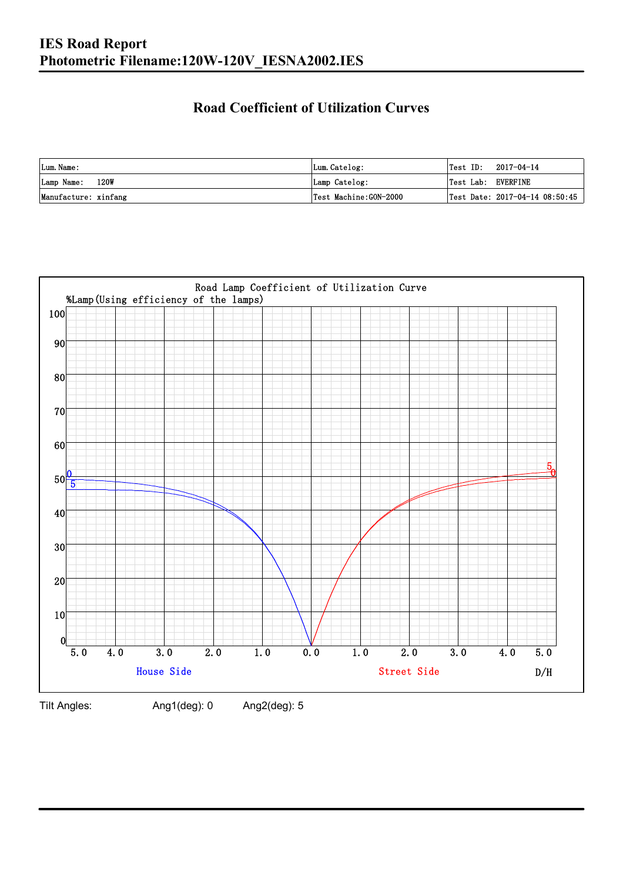# IES Road Report
## Photometric Filename:120W-120V_IESNA2002.IES

### Road Coefficient of Utilization Curves

| Lum. Name: | Lum. Catelog: | Test ID: 2017-04-14 |
|---|---|---|
| Lamp Name: 120W | Lamp Catelog: | Test Lab: EVERFINE |
| Manufacture: xinfang | Test Machine:GON-2000 | Test Date: 2017-04-14 08:50:45 |

Tilt Angles: Ang1(deg): 0 Ang2(deg): 5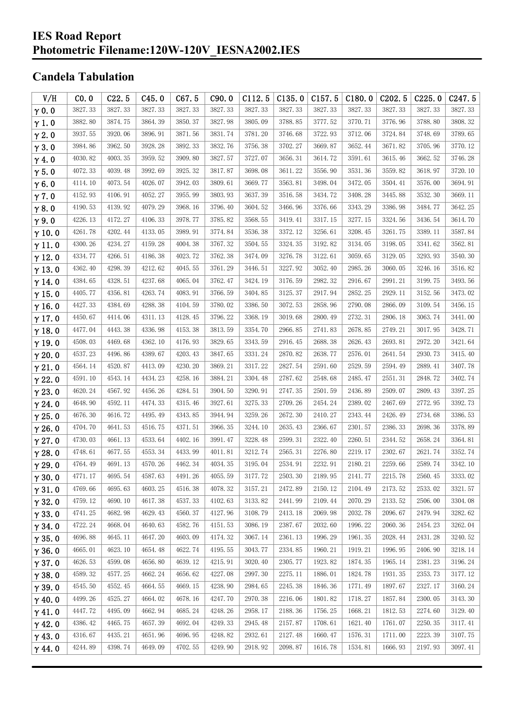# IES Road Report
# Photometric Filename:120W-120V_IESNA2002.IES

## Candela Tabulation

| V/H | C0.0 | C22.5 | C45.0 | C67.5 | C90.0 | C112.5 | C135.0 | C157.5 | C180.0 | C202.5 | C225.0 | C247.5 |
|---|---|---|---|---|---|---|---|---|---|---|---|---|
| γ0.0 | 3827.33 | 3827.33 | 3827.33 | 3827.33 | 3827.33 | 3827.33 | 3827.33 | 3827.33 | 3827.33 | 3827.33 | 3827.33 | 3827.33 |
| γ1.0 | 3882.80 | 3874.75 | 3864.39 | 3850.37 | 3827.98 | 3805.09 | 3788.85 | 3777.52 | 3770.71 | 3776.96 | 3788.80 | 3808.32 |
| γ2.0 | 3937.55 | 3920.06 | 3896.91 | 3871.56 | 3831.74 | 3781.20 | 3746.68 | 3722.93 | 3712.06 | 3724.84 | 3748.69 | 3789.65 |
| γ3.0 | 3984.86 | 3962.50 | 3928.28 | 3892.33 | 3832.76 | 3756.38 | 3702.27 | 3669.87 | 3652.44 | 3671.82 | 3705.96 | 3770.12 |
| γ4.0 | 4030.82 | 4003.35 | 3959.52 | 3909.80 | 3827.57 | 3727.07 | 3656.31 | 3614.72 | 3591.61 | 3615.46 | 3662.52 | 3746.28 |
| γ5.0 | 4072.33 | 4039.48 | 3992.69 | 3925.32 | 3817.87 | 3698.08 | 3611.22 | 3556.90 | 3531.36 | 3559.82 | 3618.97 | 3720.10 |
| γ6.0 | 4114.10 | 4073.54 | 4026.07 | 3942.03 | 3809.61 | 3669.77 | 3563.81 | 3498.04 | 3472.05 | 3504.41 | 3576.00 | 3694.91 |
| γ7.0 | 4152.93 | 4106.91 | 4052.27 | 3955.99 | 3803.93 | 3637.39 | 3516.58 | 3434.72 | 3408.28 | 3445.88 | 3532.30 | 3669.11 |
| γ8.0 | 4190.53 | 4139.92 | 4079.29 | 3968.16 | 3796.40 | 3604.52 | 3466.96 | 3376.66 | 3343.29 | 3386.98 | 3484.77 | 3642.25 |
| γ9.0 | 4226.13 | 4172.27 | 4106.33 | 3978.77 | 3785.82 | 3568.55 | 3419.41 | 3317.15 | 3277.15 | 3324.56 | 3436.54 | 3614.70 |
| γ10.0 | 4261.78 | 4202.44 | 4133.05 | 3989.91 | 3774.84 | 3536.38 | 3372.12 | 3256.61 | 3208.45 | 3261.75 | 3389.11 | 3587.84 |
| γ11.0 | 4300.26 | 4234.27 | 4159.28 | 4004.38 | 3767.32 | 3504.55 | 3324.35 | 3192.82 | 3134.05 | 3198.05 | 3341.62 | 3562.81 |
| γ12.0 | 4334.77 | 4266.51 | 4186.38 | 4023.72 | 3762.38 | 3474.09 | 3276.78 | 3122.61 | 3059.65 | 3129.05 | 3293.93 | 3540.30 |
| γ13.0 | 4362.40 | 4298.39 | 4212.62 | 4045.55 | 3761.29 | 3446.51 | 3227.92 | 3052.40 | 2985.26 | 3060.05 | 3246.16 | 3516.82 |
| γ14.0 | 4384.65 | 4328.51 | 4237.68 | 4065.04 | 3762.47 | 3424.19 | 3176.59 | 2982.32 | 2916.67 | 2991.21 | 3199.75 | 3493.56 |
| γ15.0 | 4405.77 | 4356.81 | 4263.74 | 4083.91 | 3766.59 | 3404.85 | 3125.37 | 2917.94 | 2852.25 | 2929.11 | 3152.56 | 3473.02 |
| γ16.0 | 4427.33 | 4384.69 | 4288.38 | 4104.59 | 3780.02 | 3386.50 | 3072.53 | 2858.96 | 2790.08 | 2866.09 | 3109.54 | 3456.15 |
| γ17.0 | 4450.67 | 4414.06 | 4311.13 | 4128.45 | 3796.22 | 3368.19 | 3019.68 | 2800.49 | 2732.31 | 2806.18 | 3063.74 | 3441.00 |
| γ18.0 | 4477.04 | 4443.38 | 4336.98 | 4153.38 | 3813.59 | 3354.70 | 2966.85 | 2741.83 | 2678.85 | 2749.21 | 3017.95 | 3428.71 |
| γ19.0 | 4508.03 | 4469.68 | 4362.10 | 4176.93 | 3829.65 | 3343.59 | 2916.45 | 2688.38 | 2626.43 | 2693.81 | 2972.20 | 3421.64 |
| γ20.0 | 4537.23 | 4496.86 | 4389.67 | 4203.43 | 3847.65 | 3331.24 | 2870.82 | 2638.77 | 2576.01 | 2641.54 | 2930.73 | 3415.40 |
| γ21.0 | 4564.14 | 4520.87 | 4413.09 | 4230.20 | 3869.21 | 3317.22 | 2827.54 | 2591.60 | 2529.59 | 2594.49 | 2889.41 | 3407.78 |
| γ22.0 | 4591.10 | 4543.14 | 4434.23 | 4258.16 | 3884.21 | 3304.48 | 2787.62 | 2548.68 | 2485.47 | 2551.31 | 2848.72 | 3402.74 |
| γ23.0 | 4620.24 | 4567.92 | 4456.26 | 4284.51 | 3904.50 | 3290.91 | 2747.35 | 2501.59 | 2436.89 | 2509.07 | 2809.43 | 3397.25 |
| γ24.0 | 4648.90 | 4592.11 | 4474.33 | 4315.46 | 3927.61 | 3275.33 | 2709.26 | 2454.24 | 2389.02 | 2467.69 | 2772.95 | 3392.73 |
| γ25.0 | 4676.30 | 4616.72 | 4495.49 | 4343.85 | 3944.94 | 3259.26 | 2672.30 | 2410.27 | 2343.44 | 2426.49 | 2734.68 | 3386.53 |
| γ26.0 | 4704.70 | 4641.53 | 4516.75 | 4371.51 | 3966.35 | 3244.10 | 2635.43 | 2366.67 | 2301.57 | 2386.33 | 2698.36 | 3378.89 |
| γ27.0 | 4730.03 | 4661.13 | 4533.64 | 4402.16 | 3991.47 | 3228.48 | 2599.31 | 2322.40 | 2260.51 | 2344.52 | 2658.24 | 3364.81 |
| γ28.0 | 4748.61 | 4677.55 | 4553.34 | 4433.99 | 4011.81 | 3212.74 | 2565.31 | 2276.80 | 2219.17 | 2302.67 | 2621.74 | 3352.74 |
| γ29.0 | 4764.49 | 4691.13 | 4570.26 | 4462.34 | 4034.35 | 3195.04 | 2534.91 | 2232.91 | 2180.21 | 2259.66 | 2589.74 | 3342.10 |
| γ30.0 | 4771.17 | 4695.54 | 4587.63 | 4491.26 | 4055.59 | 3177.72 | 2503.30 | 2189.95 | 2141.77 | 2215.78 | 2560.45 | 3333.02 |
| γ31.0 | 4769.66 | 4695.63 | 4603.25 | 4516.38 | 4078.32 | 3157.21 | 2472.89 | 2150.12 | 2104.49 | 2173.52 | 2533.02 | 3321.57 |
| γ32.0 | 4759.12 | 4690.10 | 4617.38 | 4537.33 | 4102.63 | 3133.82 | 2441.99 | 2109.44 | 2070.29 | 2133.52 | 2506.00 | 3304.08 |
| γ33.0 | 4741.25 | 4682.98 | 4629.43 | 4560.37 | 4127.96 | 3108.79 | 2413.18 | 2069.98 | 2032.78 | 2096.67 | 2479.94 | 3282.62 |
| γ34.0 | 4722.24 | 4668.04 | 4640.63 | 4582.76 | 4151.53 | 3086.19 | 2387.67 | 2032.60 | 1996.22 | 2060.36 | 2454.23 | 3262.04 |
| γ35.0 | 4696.88 | 4645.11 | 4647.20 | 4603.09 | 4174.32 | 3067.14 | 2361.13 | 1996.29 | 1961.35 | 2028.44 | 2431.28 | 3240.52 |
| γ36.0 | 4665.01 | 4623.10 | 4654.48 | 4622.74 | 4195.55 | 3043.77 | 2334.85 | 1960.21 | 1919.21 | 1996.95 | 2406.90 | 3218.14 |
| γ37.0 | 4626.53 | 4599.08 | 4656.80 | 4639.12 | 4215.91 | 3020.40 | 2305.77 | 1923.82 | 1874.35 | 1965.14 | 2381.23 | 3196.24 |
| γ38.0 | 4589.32 | 4577.25 | 4662.24 | 4656.62 | 4227.08 | 2997.30 | 2275.11 | 1886.01 | 1824.78 | 1931.35 | 2353.73 | 3177.12 |
| γ39.0 | 4545.50 | 4552.45 | 4664.55 | 4669.15 | 4238.90 | 2984.65 | 2245.38 | 1846.36 | 1771.49 | 1897.67 | 2327.17 | 3160.24 |
| γ40.0 | 4499.26 | 4525.27 | 4664.02 | 4678.16 | 4247.70 | 2970.38 | 2216.06 | 1801.82 | 1718.27 | 1857.84 | 2300.05 | 3143.30 |
| γ41.0 | 4447.72 | 4495.09 | 4662.94 | 4685.24 | 4248.26 | 2958.17 | 2188.36 | 1756.25 | 1668.21 | 1812.53 | 2274.60 | 3129.40 |
| γ42.0 | 4386.42 | 4465.75 | 4657.39 | 4692.04 | 4249.33 | 2945.48 | 2157.87 | 1708.61 | 1621.40 | 1761.07 | 2250.35 | 3117.41 |
| γ43.0 | 4316.67 | 4435.21 | 4651.96 | 4696.95 | 4248.82 | 2932.61 | 2127.48 | 1660.47 | 1576.31 | 1711.00 | 2223.39 | 3107.75 |
| γ44.0 | 4244.89 | 4398.74 | 4649.09 | 4702.55 | 4249.90 | 2918.92 | 2098.87 | 1616.78 | 1534.81 | 1666.93 | 2197.93 | 3097.41 |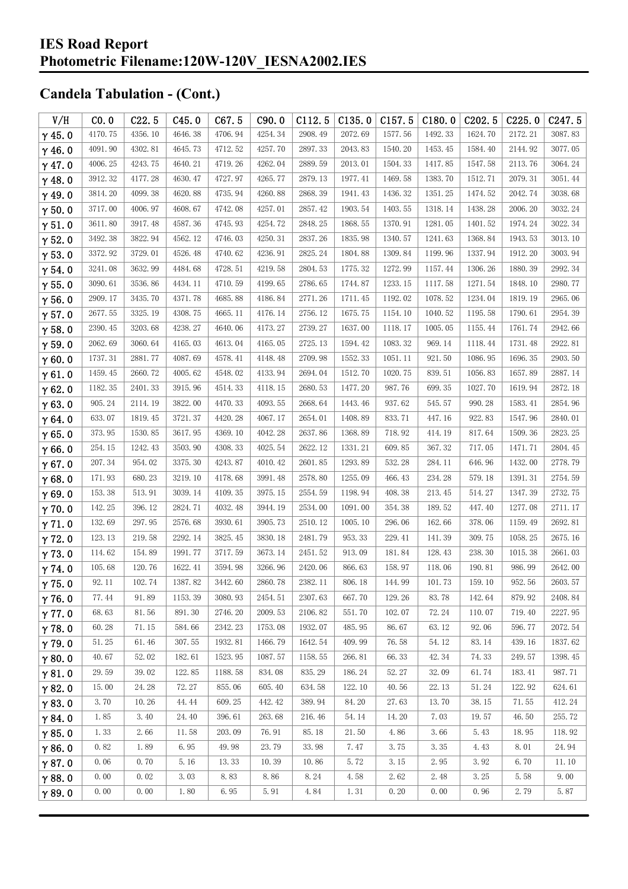## Candela Tabulation - (Cont.)

| V/H | C0.0 | C22.5 | C45.0 | C67.5 | C90.0 | C112.5 | C135.0 | C157.5 | C180.0 | C202.5 | C225.0 | C247.5 |
|---|---|---|---|---|---|---|---|---|---|---|---|---|
| γ 45.0 | 4170.75 | 4356.10 | 4646.38 | 4706.94 | 4254.34 | 2908.49 | 2072.69 | 1577.56 | 1492.33 | 1624.70 | 2172.21 | 3087.83 |
| γ 46.0 | 4091.90 | 4302.81 | 4645.73 | 4712.52 | 4257.70 | 2897.33 | 2043.83 | 1540.20 | 1453.45 | 1584.40 | 2144.92 | 3077.05 |
| γ 47.0 | 4006.25 | 4243.75 | 4640.21 | 4719.26 | 4262.04 | 2889.59 | 2013.01 | 1504.33 | 1417.85 | 1547.58 | 2113.76 | 3064.24 |
| γ 48.0 | 3912.32 | 4177.28 | 4630.47 | 4727.97 | 4265.77 | 2879.13 | 1977.41 | 1469.58 | 1383.70 | 1512.71 | 2079.31 | 3051.44 |
| γ 49.0 | 3814.20 | 4099.38 | 4620.88 | 4735.94 | 4260.88 | 2868.39 | 1941.43 | 1436.32 | 1351.25 | 1474.52 | 2042.74 | 3038.68 |
| γ 50.0 | 3717.00 | 4006.97 | 4608.67 | 4742.08 | 4257.01 | 2857.42 | 1903.54 | 1403.55 | 1318.14 | 1438.28 | 2006.20 | 3032.24 |
| γ 51.0 | 3611.80 | 3917.48 | 4587.36 | 4745.93 | 4254.72 | 2848.25 | 1868.55 | 1370.91 | 1281.05 | 1401.52 | 1974.24 | 3022.34 |
| γ 52.0 | 3492.38 | 3822.94 | 4562.12 | 4746.03 | 4250.31 | 2837.26 | 1835.98 | 1340.57 | 1241.63 | 1368.84 | 1943.53 | 3013.10 |
| γ 53.0 | 3372.92 | 3729.01 | 4526.48 | 4740.62 | 4236.91 | 2825.24 | 1804.88 | 1309.84 | 1199.96 | 1337.94 | 1912.20 | 3003.94 |
| γ 54.0 | 3241.08 | 3632.99 | 4484.68 | 4728.51 | 4219.58 | 2804.53 | 1775.32 | 1272.99 | 1157.44 | 1306.26 | 1880.39 | 2992.34 |
| γ 55.0 | 3090.61 | 3536.86 | 4434.11 | 4710.59 | 4199.65 | 2786.65 | 1744.87 | 1233.15 | 1117.58 | 1271.54 | 1848.10 | 2980.77 |
| γ 56.0 | 2909.17 | 3435.70 | 4371.78 | 4685.88 | 4186.84 | 2771.26 | 1711.45 | 1192.02 | 1078.52 | 1234.04 | 1819.19 | 2965.06 |
| γ 57.0 | 2677.55 | 3325.19 | 4308.75 | 4665.11 | 4176.14 | 2756.12 | 1675.75 | 1154.10 | 1040.52 | 1195.58 | 1790.61 | 2954.39 |
| γ 58.0 | 2390.45 | 3203.68 | 4238.27 | 4640.06 | 4173.27 | 2739.27 | 1637.00 | 1118.17 | 1005.05 | 1155.44 | 1761.74 | 2942.66 |
| γ 59.0 | 2062.69 | 3060.64 | 4165.03 | 4613.04 | 4165.05 | 2725.13 | 1594.42 | 1083.32 | 969.14 | 1118.44 | 1731.48 | 2922.81 |
| γ 60.0 | 1737.31 | 2881.77 | 4087.69 | 4578.41 | 4148.48 | 2709.98 | 1552.33 | 1051.11 | 921.50 | 1086.95 | 1696.35 | 2903.50 |
| γ 61.0 | 1459.45 | 2660.72 | 4005.62 | 4548.02 | 4133.94 | 2694.04 | 1512.70 | 1020.75 | 839.51 | 1056.83 | 1657.89 | 2887.14 |
| γ 62.0 | 1182.35 | 2401.33 | 3915.96 | 4514.33 | 4118.15 | 2680.53 | 1477.20 | 987.76 | 699.35 | 1027.70 | 1619.94 | 2872.18 |
| γ 63.0 | 905.24 | 2114.19 | 3822.00 | 4470.33 | 4093.55 | 2668.64 | 1443.46 | 937.62 | 545.57 | 990.28 | 1583.41 | 2854.96 |
| γ 64.0 | 633.07 | 1819.45 | 3721.37 | 4420.28 | 4067.17 | 2654.01 | 1408.89 | 833.71 | 447.16 | 922.83 | 1547.96 | 2840.01 |
| γ 65.0 | 373.95 | 1530.85 | 3617.95 | 4369.10 | 4042.28 | 2637.86 | 1368.89 | 718.92 | 414.19 | 817.64 | 1509.36 | 2823.25 |
| γ 66.0 | 254.15 | 1242.43 | 3503.90 | 4308.33 | 4025.54 | 2622.12 | 1331.21 | 609.85 | 367.32 | 717.05 | 1471.71 | 2804.45 |
| γ 67.0 | 207.34 | 954.02 | 3375.30 | 4243.87 | 4010.42 | 2601.85 | 1293.89 | 532.28 | 284.11 | 646.96 | 1432.00 | 2778.79 |
| γ 68.0 | 171.93 | 680.23 | 3219.10 | 4178.68 | 3991.48 | 2578.80 | 1255.09 | 466.43 | 234.28 | 579.18 | 1391.31 | 2754.59 |
| γ 69.0 | 153.38 | 513.91 | 3039.14 | 4109.35 | 3975.15 | 2554.59 | 1198.94 | 408.38 | 213.45 | 514.27 | 1347.39 | 2732.75 |
| γ 70.0 | 142.25 | 396.12 | 2824.71 | 4032.48 | 3944.19 | 2534.00 | 1091.00 | 354.38 | 189.52 | 447.40 | 1277.08 | 2711.17 |
| γ 71.0 | 132.69 | 297.95 | 2576.68 | 3930.61 | 3905.73 | 2510.12 | 1005.10 | 296.06 | 162.66 | 378.06 | 1159.49 | 2692.81 |
| γ 72.0 | 123.13 | 219.58 | 2292.14 | 3825.45 | 3830.18 | 2481.79 | 953.33 | 229.41 | 141.39 | 309.75 | 1058.25 | 2675.16 |
| γ 73.0 | 114.62 | 154.89 | 1991.77 | 3717.59 | 3673.14 | 2451.52 | 913.09 | 181.84 | 128.43 | 238.30 | 1015.38 | 2661.03 |
| γ 74.0 | 105.68 | 120.76 | 1622.41 | 3594.98 | 3266.96 | 2420.06 | 866.63 | 158.97 | 118.06 | 190.81 | 986.99 | 2642.00 |
| γ 75.0 | 92.11 | 102.74 | 1387.82 | 3442.60 | 2860.78 | 2382.11 | 806.18 | 144.99 | 101.73 | 159.10 | 952.56 | 2603.57 |
| γ 76.0 | 77.44 | 91.89 | 1153.39 | 3080.93 | 2454.51 | 2307.63 | 667.70 | 129.26 | 83.78 | 142.64 | 879.92 | 2408.84 |
| γ 77.0 | 68.63 | 81.56 | 891.30 | 2746.20 | 2009.53 | 2106.82 | 551.70 | 102.07 | 72.24 | 110.07 | 719.40 | 2227.95 |
| γ 78.0 | 60.28 | 71.15 | 584.66 | 2342.23 | 1753.08 | 1932.07 | 485.95 | 86.67 | 63.12 | 92.06 | 596.77 | 2072.54 |
| γ 79.0 | 51.25 | 61.46 | 307.55 | 1932.81 | 1466.79 | 1642.54 | 409.99 | 76.58 | 54.12 | 83.14 | 439.16 | 1837.62 |
| γ 80.0 | 40.67 | 52.02 | 182.61 | 1523.95 | 1087.57 | 1158.55 | 266.81 | 66.33 | 42.34 | 74.33 | 249.57 | 1398.45 |
| γ 81.0 | 29.59 | 39.02 | 122.85 | 1188.58 | 834.08 | 835.29 | 186.24 | 52.27 | 32.09 | 61.74 | 183.41 | 987.71 |
| γ 82.0 | 15.00 | 24.28 | 72.27 | 855.06 | 605.40 | 634.58 | 122.10 | 40.56 | 22.13 | 51.24 | 122.92 | 624.61 |
| γ 83.0 | 3.70 | 10.26 | 44.44 | 609.25 | 442.42 | 389.94 | 84.20 | 27.63 | 13.70 | 38.15 | 71.55 | 412.24 |
| γ 84.0 | 1.85 | 3.40 | 24.40 | 396.61 | 263.68 | 216.46 | 54.14 | 14.20 | 7.03 | 19.57 | 46.50 | 255.72 |
| γ 85.0 | 1.33 | 2.66 | 11.58 | 203.09 | 76.91 | 85.18 | 21.50 | 4.86 | 3.66 | 5.43 | 18.95 | 118.92 |
| γ 86.0 | 0.82 | 1.89 | 6.95 | 49.98 | 23.79 | 33.98 | 7.47 | 3.75 | 3.35 | 4.43 | 8.01 | 24.94 |
| γ 87.0 | 0.06 | 0.70 | 5.16 | 13.33 | 10.39 | 10.86 | 5.72 | 3.15 | 2.95 | 3.92 | 6.70 | 11.10 |
| γ 88.0 | 0.00 | 0.02 | 3.03 | 8.83 | 8.86 | 8.24 | 4.58 | 2.62 | 2.48 | 3.25 | 5.58 | 9.00 |
| γ 89.0 | 0.00 | 0.00 | 1.80 | 6.95 | 5.91 | 4.84 | 1.31 | 0.20 | 0.00 | 0.96 | 2.79 | 5.87 |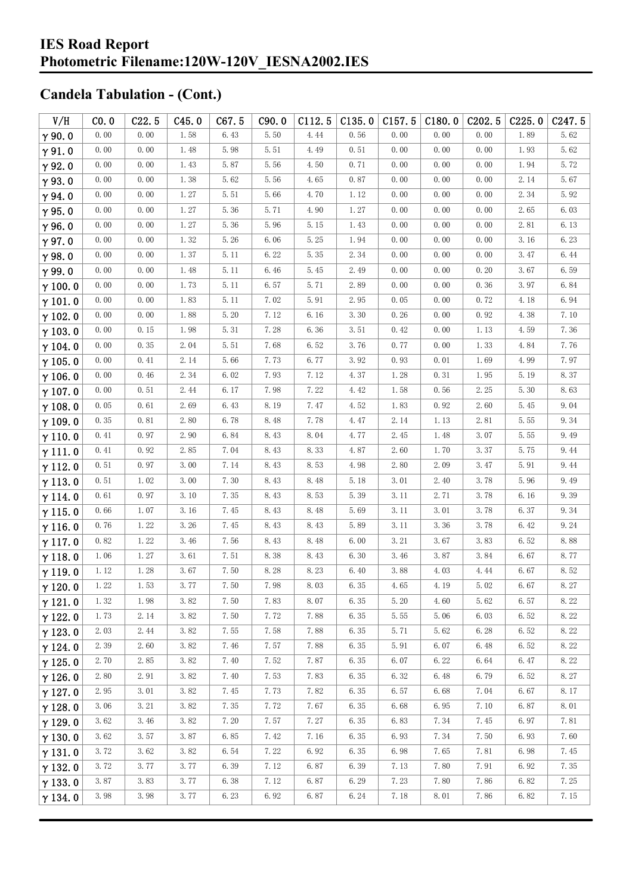## Candela Tabulation - (Cont.)

| V/H | C0.0 | C22.5 | C45.0 | C67.5 | C90.0 | C112.5 | C135.0 | C157.5 | C180.0 | C202.5 | C225.0 | C247.5 |
|---|---|---|---|---|---|---|---|---|---|---|---|---|
| γ90.0 | 0.00 | 0.00 | 1.58 | 6.43 | 5.50 | 4.44 | 0.56 | 0.00 | 0.00 | 0.00 | 1.89 | 5.62 |
| γ91.0 | 0.00 | 0.00 | 1.48 | 5.98 | 5.51 | 4.49 | 0.51 | 0.00 | 0.00 | 0.00 | 1.93 | 5.62 |
| γ92.0 | 0.00 | 0.00 | 1.43 | 5.87 | 5.56 | 4.50 | 0.71 | 0.00 | 0.00 | 0.00 | 1.94 | 5.72 |
| γ93.0 | 0.00 | 0.00 | 1.38 | 5.62 | 5.56 | 4.65 | 0.87 | 0.00 | 0.00 | 0.00 | 2.14 | 5.67 |
| γ94.0 | 0.00 | 0.00 | 1.27 | 5.51 | 5.66 | 4.70 | 1.12 | 0.00 | 0.00 | 0.00 | 2.34 | 5.92 |
| γ95.0 | 0.00 | 0.00 | 1.27 | 5.36 | 5.71 | 4.90 | 1.27 | 0.00 | 0.00 | 0.00 | 2.65 | 6.03 |
| γ96.0 | 0.00 | 0.00 | 1.27 | 5.36 | 5.96 | 5.15 | 1.43 | 0.00 | 0.00 | 0.00 | 2.81 | 6.13 |
| γ97.0 | 0.00 | 0.00 | 1.32 | 5.26 | 6.06 | 5.25 | 1.94 | 0.00 | 0.00 | 0.00 | 3.16 | 6.23 |
| γ98.0 | 0.00 | 0.00 | 1.37 | 5.11 | 6.22 | 5.35 | 2.34 | 0.00 | 0.00 | 0.00 | 3.47 | 6.44 |
| γ99.0 | 0.00 | 0.00 | 1.48 | 5.11 | 6.46 | 5.45 | 2.49 | 0.00 | 0.00 | 0.20 | 3.67 | 6.59 |
| γ100.0 | 0.00 | 0.00 | 1.73 | 5.11 | 6.57 | 5.71 | 2.89 | 0.00 | 0.00 | 0.36 | 3.97 | 6.84 |
| γ101.0 | 0.00 | 0.00 | 1.83 | 5.11 | 7.02 | 5.91 | 2.95 | 0.05 | 0.00 | 0.72 | 4.18 | 6.94 |
| γ102.0 | 0.00 | 0.00 | 1.88 | 5.20 | 7.12 | 6.16 | 3.30 | 0.26 | 0.00 | 0.92 | 4.38 | 7.10 |
| γ103.0 | 0.00 | 0.15 | 1.98 | 5.31 | 7.28 | 6.36 | 3.51 | 0.42 | 0.00 | 1.13 | 4.59 | 7.36 |
| γ104.0 | 0.00 | 0.35 | 2.04 | 5.51 | 7.68 | 6.52 | 3.76 | 0.77 | 0.00 | 1.33 | 4.84 | 7.76 |
| γ105.0 | 0.00 | 0.41 | 2.14 | 5.66 | 7.73 | 6.77 | 3.92 | 0.93 | 0.01 | 1.69 | 4.99 | 7.97 |
| γ106.0 | 0.00 | 0.46 | 2.34 | 6.02 | 7.93 | 7.12 | 4.37 | 1.28 | 0.31 | 1.95 | 5.19 | 8.37 |
| γ107.0 | 0.00 | 0.51 | 2.44 | 6.17 | 7.98 | 7.22 | 4.42 | 1.58 | 0.56 | 2.25 | 5.30 | 8.63 |
| γ108.0 | 0.05 | 0.61 | 2.69 | 6.43 | 8.19 | 7.47 | 4.52 | 1.83 | 0.92 | 2.60 | 5.45 | 9.04 |
| γ109.0 | 0.35 | 0.81 | 2.80 | 6.78 | 8.48 | 7.78 | 4.47 | 2.14 | 1.13 | 2.81 | 5.55 | 9.34 |
| γ110.0 | 0.41 | 0.97 | 2.90 | 6.84 | 8.43 | 8.04 | 4.77 | 2.45 | 1.48 | 3.07 | 5.55 | 9.49 |
| γ111.0 | 0.41 | 0.92 | 2.85 | 7.04 | 8.43 | 8.33 | 4.87 | 2.60 | 1.70 | 3.37 | 5.75 | 9.44 |
| γ112.0 | 0.51 | 0.97 | 3.00 | 7.14 | 8.43 | 8.53 | 4.98 | 2.80 | 2.09 | 3.47 | 5.91 | 9.44 |
| γ113.0 | 0.51 | 1.02 | 3.00 | 7.30 | 8.43 | 8.48 | 5.18 | 3.01 | 2.40 | 3.78 | 5.96 | 9.49 |
| γ114.0 | 0.61 | 0.97 | 3.10 | 7.35 | 8.43 | 8.53 | 5.39 | 3.11 | 2.71 | 3.78 | 6.16 | 9.39 |
| γ115.0 | 0.66 | 1.07 | 3.16 | 7.45 | 8.43 | 8.48 | 5.69 | 3.11 | 3.01 | 3.78 | 6.37 | 9.34 |
| γ116.0 | 0.76 | 1.22 | 3.26 | 7.45 | 8.43 | 8.43 | 5.89 | 3.11 | 3.36 | 3.78 | 6.42 | 9.24 |
| γ117.0 | 0.82 | 1.22 | 3.46 | 7.56 | 8.43 | 8.48 | 6.00 | 3.21 | 3.67 | 3.83 | 6.52 | 8.88 |
| γ118.0 | 1.06 | 1.27 | 3.61 | 7.51 | 8.38 | 8.43 | 6.30 | 3.46 | 3.87 | 3.84 | 6.67 | 8.77 |
| γ119.0 | 1.12 | 1.28 | 3.67 | 7.50 | 8.28 | 8.23 | 6.40 | 3.88 | 4.03 | 4.44 | 6.67 | 8.52 |
| γ120.0 | 1.22 | 1.53 | 3.77 | 7.50 | 7.98 | 8.03 | 6.35 | 4.65 | 4.19 | 5.02 | 6.67 | 8.27 |
| γ121.0 | 1.32 | 1.98 | 3.82 | 7.50 | 7.83 | 8.07 | 6.35 | 5.20 | 4.60 | 5.62 | 6.57 | 8.22 |
| γ122.0 | 1.73 | 2.14 | 3.82 | 7.50 | 7.72 | 7.88 | 6.35 | 5.55 | 5.06 | 6.03 | 6.52 | 8.22 |
| γ123.0 | 2.03 | 2.44 | 3.82 | 7.55 | 7.58 | 7.88 | 6.35 | 5.71 | 5.62 | 6.28 | 6.52 | 8.22 |
| γ124.0 | 2.39 | 2.60 | 3.82 | 7.46 | 7.57 | 7.88 | 6.35 | 5.91 | 6.07 | 6.48 | 6.52 | 8.22 |
| γ125.0 | 2.70 | 2.85 | 3.82 | 7.40 | 7.52 | 7.87 | 6.35 | 6.07 | 6.22 | 6.64 | 6.47 | 8.22 |
| γ126.0 | 2.80 | 2.91 | 3.82 | 7.40 | 7.53 | 7.83 | 6.35 | 6.32 | 6.48 | 6.79 | 6.52 | 8.27 |
| γ127.0 | 2.95 | 3.01 | 3.82 | 7.45 | 7.73 | 7.82 | 6.35 | 6.57 | 6.68 | 7.04 | 6.67 | 8.17 |
| γ128.0 | 3.06 | 3.21 | 3.82 | 7.35 | 7.72 | 7.67 | 6.35 | 6.68 | 6.95 | 7.10 | 6.87 | 8.01 |
| γ129.0 | 3.62 | 3.46 | 3.82 | 7.20 | 7.57 | 7.27 | 6.35 | 6.83 | 7.34 | 7.45 | 6.97 | 7.81 |
| γ130.0 | 3.62 | 3.57 | 3.87 | 6.85 | 7.42 | 7.16 | 6.35 | 6.93 | 7.34 | 7.50 | 6.93 | 7.60 |
| γ131.0 | 3.72 | 3.62 | 3.82 | 6.54 | 7.22 | 6.92 | 6.35 | 6.98 | 7.65 | 7.81 | 6.98 | 7.45 |
| γ132.0 | 3.72 | 3.77 | 3.77 | 6.39 | 7.12 | 6.87 | 6.39 | 7.13 | 7.80 | 7.91 | 6.92 | 7.35 |
| γ133.0 | 3.87 | 3.83 | 3.77 | 6.38 | 7.12 | 6.87 | 6.29 | 7.23 | 7.80 | 7.86 | 6.82 | 7.25 |
| γ134.0 | 3.98 | 3.98 | 3.77 | 6.23 | 6.92 | 6.87 | 6.24 | 7.18 | 8.01 | 7.86 | 6.82 | 7.15 |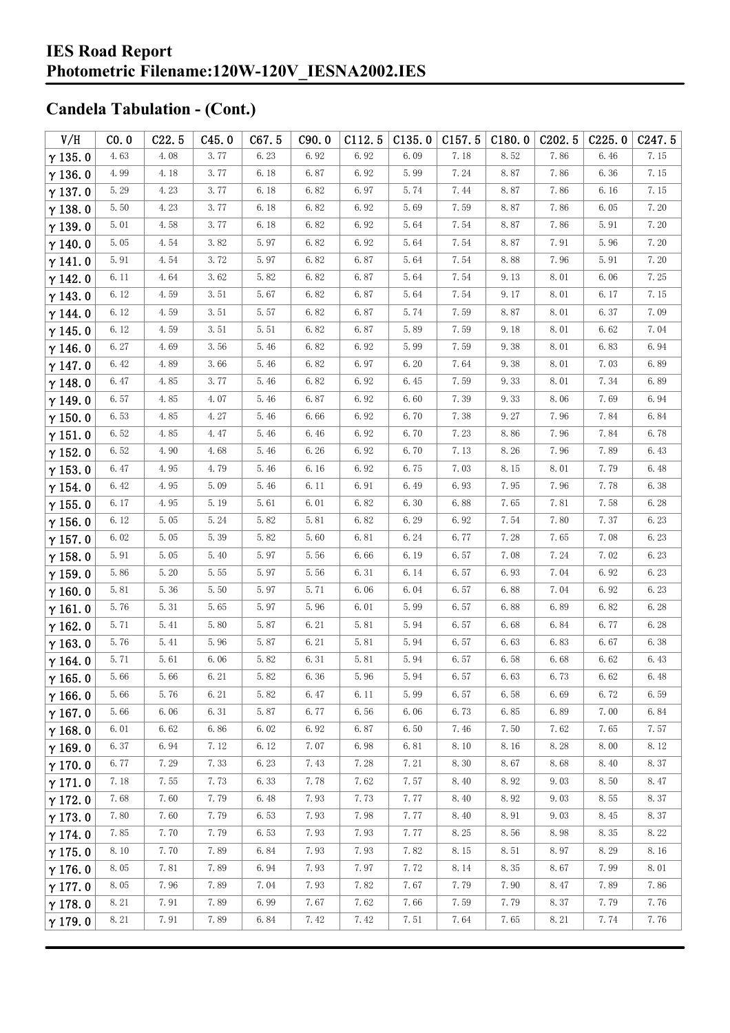## Candela Tabulation - (Cont.)

| V/H | C0.0 | C22.5 | C45.0 | C67.5 | C90.0 | C112.5 | C135.0 | C157.5 | C180.0 | C202.5 | C225.0 | C247.5 |
|---|---|---|---|---|---|---|---|---|---|---|---|---|
| γ 135.0 | 4.63 | 4.08 | 3.77 | 6.23 | 6.92 | 6.92 | 6.09 | 7.18 | 8.52 | 7.86 | 6.46 | 7.15 |
| γ 136.0 | 4.99 | 4.18 | 3.77 | 6.18 | 6.87 | 6.92 | 5.99 | 7.24 | 8.87 | 7.86 | 6.36 | 7.15 |
| γ 137.0 | 5.29 | 4.23 | 3.77 | 6.18 | 6.82 | 6.97 | 5.74 | 7.44 | 8.87 | 7.86 | 6.16 | 7.15 |
| γ 138.0 | 5.50 | 4.23 | 3.77 | 6.18 | 6.82 | 6.92 | 5.69 | 7.59 | 8.87 | 7.86 | 6.05 | 7.20 |
| γ 139.0 | 5.01 | 4.58 | 3.77 | 6.18 | 6.82 | 6.92 | 5.64 | 7.54 | 8.87 | 7.86 | 5.91 | 7.20 |
| γ 140.0 | 5.05 | 4.54 | 3.82 | 5.97 | 6.82 | 6.92 | 5.64 | 7.54 | 8.87 | 7.91 | 5.96 | 7.20 |
| γ 141.0 | 5.91 | 4.54 | 3.72 | 5.97 | 6.82 | 6.87 | 5.64 | 7.54 | 8.88 | 7.96 | 5.91 | 7.20 |
| γ 142.0 | 6.11 | 4.64 | 3.62 | 5.82 | 6.82 | 6.87 | 5.64 | 7.54 | 9.13 | 8.01 | 6.06 | 7.25 |
| γ 143.0 | 6.12 | 4.59 | 3.51 | 5.67 | 6.82 | 6.87 | 5.64 | 7.54 | 9.17 | 8.01 | 6.17 | 7.15 |
| γ 144.0 | 6.12 | 4.59 | 3.51 | 5.57 | 6.82 | 6.87 | 5.74 | 7.59 | 8.87 | 8.01 | 6.37 | 7.09 |
| γ 145.0 | 6.12 | 4.59 | 3.51 | 5.51 | 6.82 | 6.87 | 5.89 | 7.59 | 9.18 | 8.01 | 6.62 | 7.04 |
| γ 146.0 | 6.27 | 4.69 | 3.56 | 5.46 | 6.82 | 6.92 | 5.99 | 7.59 | 9.38 | 8.01 | 6.83 | 6.94 |
| γ 147.0 | 6.42 | 4.89 | 3.66 | 5.46 | 6.82 | 6.97 | 6.20 | 7.64 | 9.38 | 8.01 | 7.03 | 6.89 |
| γ 148.0 | 6.47 | 4.85 | 3.77 | 5.46 | 6.82 | 6.92 | 6.45 | 7.59 | 9.33 | 8.01 | 7.34 | 6.89 |
| γ 149.0 | 6.57 | 4.85 | 4.07 | 5.46 | 6.87 | 6.92 | 6.60 | 7.39 | 9.33 | 8.06 | 7.69 | 6.94 |
| γ 150.0 | 6.53 | 4.85 | 4.27 | 5.46 | 6.66 | 6.92 | 6.70 | 7.38 | 9.27 | 7.96 | 7.84 | 6.84 |
| γ 151.0 | 6.52 | 4.85 | 4.47 | 5.46 | 6.46 | 6.92 | 6.70 | 7.23 | 8.86 | 7.96 | 7.84 | 6.78 |
| γ 152.0 | 6.52 | 4.90 | 4.68 | 5.46 | 6.26 | 6.92 | 6.70 | 7.13 | 8.26 | 7.96 | 7.89 | 6.43 |
| γ 153.0 | 6.47 | 4.95 | 4.79 | 5.46 | 6.16 | 6.92 | 6.75 | 7.03 | 8.15 | 8.01 | 7.79 | 6.48 |
| γ 154.0 | 6.42 | 4.95 | 5.09 | 5.46 | 6.11 | 6.91 | 6.49 | 6.93 | 7.95 | 7.96 | 7.78 | 6.38 |
| γ 155.0 | 6.17 | 4.95 | 5.19 | 5.61 | 6.01 | 6.82 | 6.30 | 6.88 | 7.65 | 7.81 | 7.58 | 6.28 |
| γ 156.0 | 6.12 | 5.05 | 5.24 | 5.82 | 5.81 | 6.82 | 6.29 | 6.92 | 7.54 | 7.80 | 7.37 | 6.23 |
| γ 157.0 | 6.02 | 5.05 | 5.39 | 5.82 | 5.60 | 6.81 | 6.24 | 6.77 | 7.28 | 7.65 | 7.08 | 6.23 |
| γ 158.0 | 5.91 | 5.05 | 5.40 | 5.97 | 5.56 | 6.66 | 6.19 | 6.57 | 7.08 | 7.24 | 7.02 | 6.23 |
| γ 159.0 | 5.86 | 5.20 | 5.55 | 5.97 | 5.56 | 6.31 | 6.14 | 6.57 | 6.93 | 7.04 | 6.92 | 6.23 |
| γ 160.0 | 5.81 | 5.36 | 5.50 | 5.97 | 5.71 | 6.06 | 6.04 | 6.57 | 6.88 | 7.04 | 6.92 | 6.23 |
| γ 161.0 | 5.76 | 5.31 | 5.65 | 5.97 | 5.96 | 6.01 | 5.99 | 6.57 | 6.88 | 6.89 | 6.82 | 6.28 |
| γ 162.0 | 5.71 | 5.41 | 5.80 | 5.87 | 6.21 | 5.81 | 5.94 | 6.57 | 6.68 | 6.84 | 6.77 | 6.28 |
| γ 163.0 | 5.76 | 5.41 | 5.96 | 5.87 | 6.21 | 5.81 | 5.94 | 6.57 | 6.63 | 6.83 | 6.67 | 6.38 |
| γ 164.0 | 5.71 | 5.61 | 6.06 | 5.82 | 6.31 | 5.81 | 5.94 | 6.57 | 6.58 | 6.68 | 6.62 | 6.43 |
| γ 165.0 | 5.66 | 5.66 | 6.21 | 5.82 | 6.36 | 5.96 | 5.94 | 6.57 | 6.63 | 6.73 | 6.62 | 6.48 |
| γ 166.0 | 5.66 | 5.76 | 6.21 | 5.82 | 6.47 | 6.11 | 5.99 | 6.57 | 6.58 | 6.69 | 6.72 | 6.59 |
| γ 167.0 | 5.66 | 6.06 | 6.31 | 5.87 | 6.77 | 6.56 | 6.06 | 6.73 | 6.85 | 6.89 | 7.00 | 6.84 |
| γ 168.0 | 6.01 | 6.62 | 6.86 | 6.02 | 6.92 | 6.87 | 6.50 | 7.46 | 7.50 | 7.62 | 7.65 | 7.57 |
| γ 169.0 | 6.37 | 6.94 | 7.12 | 6.12 | 7.07 | 6.98 | 6.81 | 8.10 | 8.16 | 8.28 | 8.00 | 8.12 |
| γ 170.0 | 6.77 | 7.29 | 7.33 | 6.23 | 7.43 | 7.28 | 7.21 | 8.30 | 8.67 | 8.68 | 8.40 | 8.37 |
| γ 171.0 | 7.18 | 7.55 | 7.73 | 6.33 | 7.78 | 7.62 | 7.57 | 8.40 | 8.92 | 9.03 | 8.50 | 8.47 |
| γ 172.0 | 7.68 | 7.60 | 7.79 | 6.48 | 7.93 | 7.73 | 7.77 | 8.40 | 8.92 | 9.03 | 8.55 | 8.37 |
| γ 173.0 | 7.80 | 7.60 | 7.79 | 6.53 | 7.93 | 7.98 | 7.77 | 8.40 | 8.91 | 9.03 | 8.45 | 8.37 |
| γ 174.0 | 7.85 | 7.70 | 7.79 | 6.53 | 7.93 | 7.93 | 7.77 | 8.25 | 8.56 | 8.98 | 8.35 | 8.22 |
| γ 175.0 | 8.10 | 7.70 | 7.89 | 6.84 | 7.93 | 7.93 | 7.82 | 8.15 | 8.51 | 8.97 | 8.29 | 8.16 |
| γ 176.0 | 8.05 | 7.81 | 7.89 | 6.94 | 7.93 | 7.97 | 7.72 | 8.14 | 8.35 | 8.67 | 7.99 | 8.01 |
| γ 177.0 | 8.05 | 7.96 | 7.89 | 7.04 | 7.93 | 7.82 | 7.67 | 7.79 | 7.90 | 8.47 | 7.89 | 7.86 |
| γ 178.0 | 8.21 | 7.91 | 7.89 | 6.99 | 7.67 | 7.62 | 7.66 | 7.59 | 7.79 | 8.37 | 7.79 | 7.76 |
| γ 179.0 | 8.21 | 7.91 | 7.89 | 6.84 | 7.42 | 7.42 | 7.51 | 7.64 | 7.65 | 8.21 | 7.74 | 7.76 |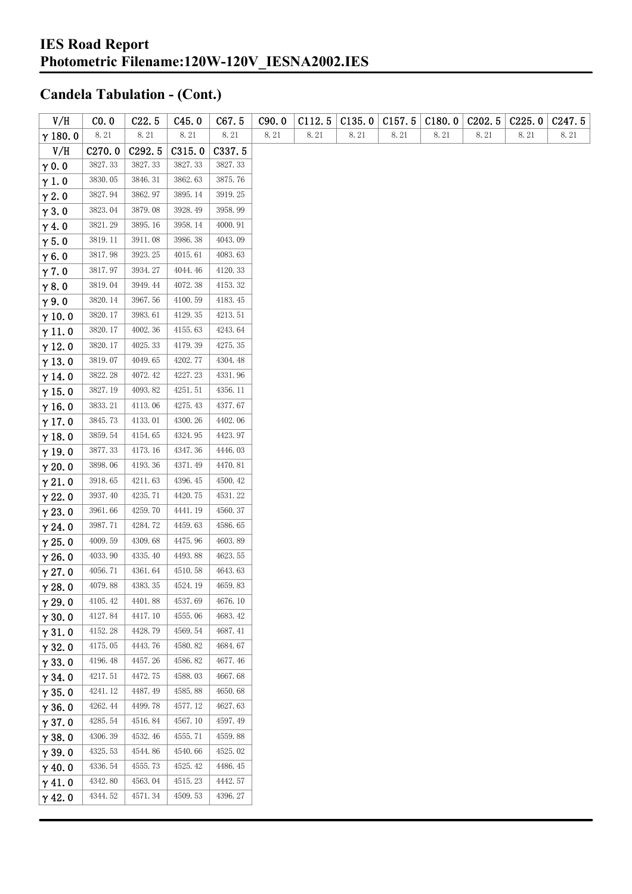# IES Road Report
# Photometric Filename:120W-120V_IESNA2002.IES

## Candela Tabulation - (Cont.)

| V/H | C0.0 | C22.5 | C45.0 | C67.5 | C90.0 | C112.5 | C135.0 | C157.5 | C180.0 | C202.5 | C225.0 | C247.5 |
|---|---|---|---|---|---|---|---|---|---|---|---|---|
| γ 180.0 | 8.21 | 8.21 | 8.21 | 8.21 | 8.21 | 8.21 | 8.21 | 8.21 | 8.21 | 8.21 | 8.21 | 8.21 |

| V/H | C270.0 | C292.5 | C315.0 | C337.5 |
|---|---|---|---|---|
| γ 0.0 | 3827.33 | 3827.33 | 3827.33 | 3827.33 |
| γ 1.0 | 3830.05 | 3846.31 | 3862.63 | 3875.76 |
| γ 2.0 | 3827.94 | 3862.97 | 3895.14 | 3919.25 |
| γ 3.0 | 3823.04 | 3879.08 | 3928.49 | 3958.99 |
| γ 4.0 | 3821.29 | 3895.16 | 3958.14 | 4000.91 |
| γ 5.0 | 3819.11 | 3911.08 | 3986.38 | 4043.09 |
| γ 6.0 | 3817.98 | 3923.25 | 4015.61 | 4083.63 |
| γ 7.0 | 3817.97 | 3934.27 | 4044.46 | 4120.33 |
| γ 8.0 | 3819.04 | 3949.44 | 4072.38 | 4153.32 |
| γ 9.0 | 3820.14 | 3967.56 | 4100.59 | 4183.45 |
| γ 10.0 | 3820.17 | 3983.61 | 4129.35 | 4213.51 |
| γ 11.0 | 3820.17 | 4002.36 | 4155.63 | 4243.64 |
| γ 12.0 | 3820.17 | 4025.33 | 4179.39 | 4275.35 |
| γ 13.0 | 3819.07 | 4049.65 | 4202.77 | 4304.48 |
| γ 14.0 | 3822.28 | 4072.42 | 4227.23 | 4331.96 |
| γ 15.0 | 3827.19 | 4093.82 | 4251.51 | 4356.11 |
| γ 16.0 | 3833.21 | 4113.06 | 4275.43 | 4377.67 |
| γ 17.0 | 3845.73 | 4133.01 | 4300.26 | 4402.06 |
| γ 18.0 | 3859.54 | 4154.65 | 4324.95 | 4423.97 |
| γ 19.0 | 3877.33 | 4173.16 | 4347.36 | 4446.03 |
| γ 20.0 | 3898.06 | 4193.36 | 4371.49 | 4470.81 |
| γ 21.0 | 3918.65 | 4211.63 | 4396.45 | 4500.42 |
| γ 22.0 | 3937.40 | 4235.71 | 4420.75 | 4531.22 |
| γ 23.0 | 3961.66 | 4259.70 | 4441.19 | 4560.37 |
| γ 24.0 | 3987.71 | 4284.72 | 4459.63 | 4586.65 |
| γ 25.0 | 4009.59 | 4309.68 | 4475.96 | 4603.89 |
| γ 26.0 | 4033.90 | 4335.40 | 4493.88 | 4623.55 |
| γ 27.0 | 4056.71 | 4361.64 | 4510.58 | 4643.63 |
| γ 28.0 | 4079.88 | 4383.35 | 4524.19 | 4659.83 |
| γ 29.0 | 4105.42 | 4401.88 | 4537.69 | 4676.10 |
| γ 30.0 | 4127.84 | 4417.10 | 4555.06 | 4683.42 |
| γ 31.0 | 4152.28 | 4428.79 | 4569.54 | 4687.41 |
| γ 32.0 | 4175.05 | 4443.76 | 4580.82 | 4684.67 |
| γ 33.0 | 4196.48 | 4457.26 | 4586.82 | 4677.46 |
| γ 34.0 | 4217.51 | 4472.75 | 4588.03 | 4667.68 |
| γ 35.0 | 4241.12 | 4487.49 | 4585.88 | 4650.68 |
| γ 36.0 | 4262.44 | 4499.78 | 4577.12 | 4627.63 |
| γ 37.0 | 4285.54 | 4516.84 | 4567.10 | 4597.49 |
| γ 38.0 | 4306.39 | 4532.46 | 4555.71 | 4559.88 |
| γ 39.0 | 4325.53 | 4544.86 | 4540.66 | 4525.02 |
| γ 40.0 | 4336.54 | 4555.73 | 4525.42 | 4486.45 |
| γ 41.0 | 4342.80 | 4563.04 | 4515.23 | 4442.57 |
| γ 42.0 | 4344.52 | 4571.34 | 4509.53 | 4396.27 |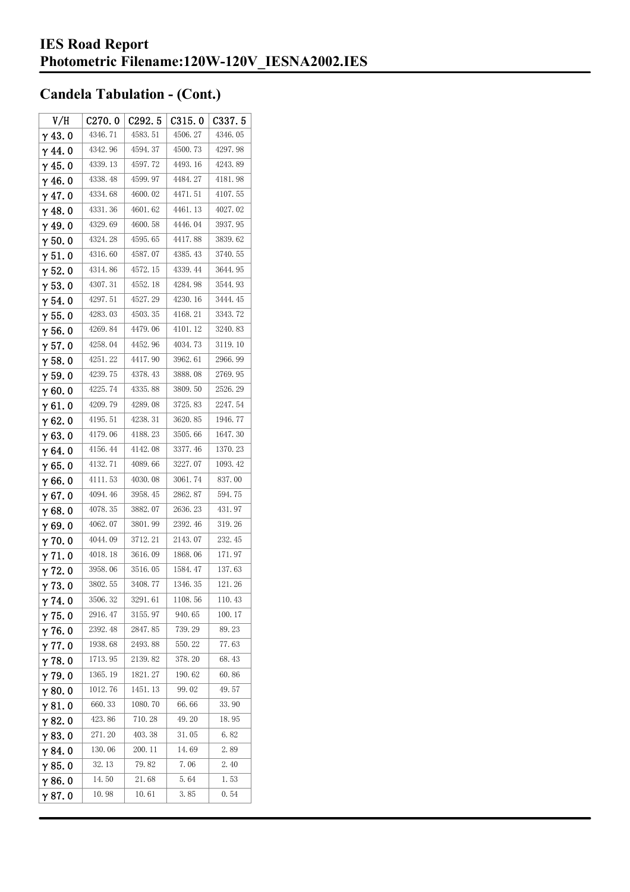# IES Road Report
# Photometric Filename:120W-120V_IESNA2002.IES

## Candela Tabulation - (Cont.)

| V/H | C270.0 | C292.5 | C315.0 | C337.5 |
|---|---|---|---|---|
| γ 43.0 | 4346.71 | 4583.51 | 4506.27 | 4346.05 |
| γ 44.0 | 4342.96 | 4594.37 | 4500.73 | 4297.98 |
| γ 45.0 | 4339.13 | 4597.72 | 4493.16 | 4243.89 |
| γ 46.0 | 4338.48 | 4599.97 | 4484.27 | 4181.98 |
| γ 47.0 | 4334.68 | 4600.02 | 4471.51 | 4107.55 |
| γ 48.0 | 4331.36 | 4601.62 | 4461.13 | 4027.02 |
| γ 49.0 | 4329.69 | 4600.58 | 4446.04 | 3937.95 |
| γ 50.0 | 4324.28 | 4595.65 | 4417.88 | 3839.62 |
| γ 51.0 | 4316.60 | 4587.07 | 4385.43 | 3740.55 |
| γ 52.0 | 4314.86 | 4572.15 | 4339.44 | 3644.95 |
| γ 53.0 | 4307.31 | 4552.18 | 4284.98 | 3544.93 |
| γ 54.0 | 4297.51 | 4527.29 | 4230.16 | 3444.45 |
| γ 55.0 | 4283.03 | 4503.35 | 4168.21 | 3343.72 |
| γ 56.0 | 4269.84 | 4479.06 | 4101.12 | 3240.83 |
| γ 57.0 | 4258.04 | 4452.96 | 4034.73 | 3119.10 |
| γ 58.0 | 4251.22 | 4417.90 | 3962.61 | 2966.99 |
| γ 59.0 | 4239.75 | 4378.43 | 3888.08 | 2769.95 |
| γ 60.0 | 4225.74 | 4335.88 | 3809.50 | 2526.29 |
| γ 61.0 | 4209.79 | 4289.08 | 3725.83 | 2247.54 |
| γ 62.0 | 4195.51 | 4238.31 | 3620.85 | 1946.77 |
| γ 63.0 | 4179.06 | 4188.23 | 3505.66 | 1647.30 |
| γ 64.0 | 4156.44 | 4142.08 | 3377.46 | 1370.23 |
| γ 65.0 | 4132.71 | 4089.66 | 3227.07 | 1093.42 |
| γ 66.0 | 4111.53 | 4030.08 | 3061.74 | 837.00 |
| γ 67.0 | 4094.46 | 3958.45 | 2862.87 | 594.75 |
| γ 68.0 | 4078.35 | 3882.07 | 2636.23 | 431.97 |
| γ 69.0 | 4062.07 | 3801.99 | 2392.46 | 319.26 |
| γ 70.0 | 4044.09 | 3712.21 | 2143.07 | 232.45 |
| γ 71.0 | 4018.18 | 3616.09 | 1868.06 | 171.97 |
| γ 72.0 | 3958.06 | 3516.05 | 1584.47 | 137.63 |
| γ 73.0 | 3802.55 | 3408.77 | 1346.35 | 121.26 |
| γ 74.0 | 3506.32 | 3291.61 | 1108.56 | 110.43 |
| γ 75.0 | 2916.47 | 3155.97 | 940.65 | 100.17 |
| γ 76.0 | 2392.48 | 2847.85 | 739.29 | 89.23 |
| γ 77.0 | 1938.68 | 2493.88 | 550.22 | 77.63 |
| γ 78.0 | 1713.95 | 2139.82 | 378.20 | 68.43 |
| γ 79.0 | 1365.19 | 1821.27 | 190.62 | 60.86 |
| γ 80.0 | 1012.76 | 1451.13 | 99.02 | 49.57 |
| γ 81.0 | 660.33 | 1080.70 | 66.66 | 33.90 |
| γ 82.0 | 423.86 | 710.28 | 49.20 | 18.95 |
| γ 83.0 | 271.20 | 403.38 | 31.05 | 6.82 |
| γ 84.0 | 130.06 | 200.11 | 14.69 | 2.89 |
| γ 85.0 | 32.13 | 79.82 | 7.06 | 2.40 |
| γ 86.0 | 14.50 | 21.68 | 5.64 | 1.53 |
| γ 87.0 | 10.98 | 10.61 | 3.85 | 0.54 |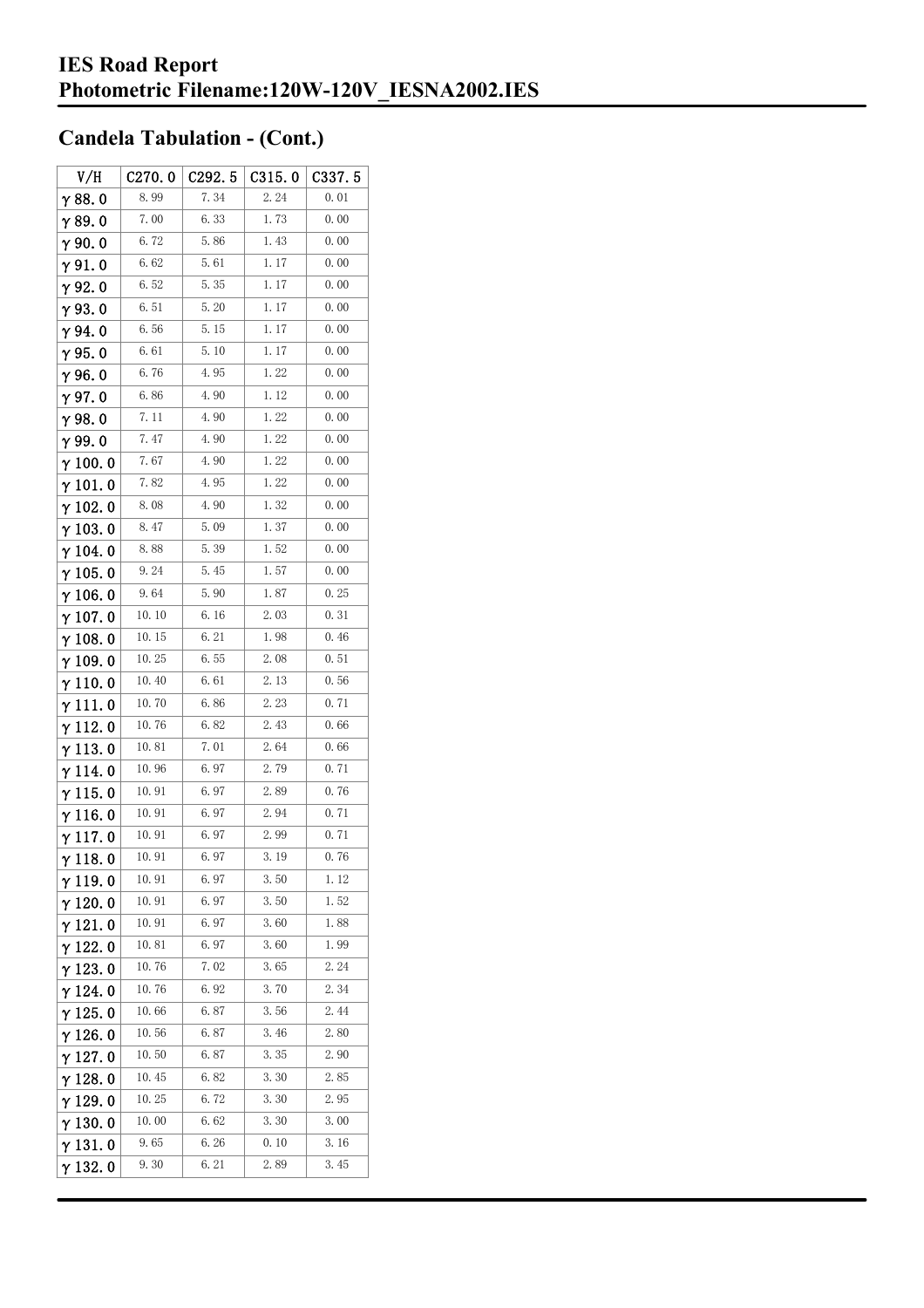# IES Road Report
# Photometric Filename:120W-120V_IESNA2002.IES

## Candela Tabulation - (Cont.)

| V/H | C270.0 | C292.5 | C315.0 | C337.5 |
|---|---|---|---|---|
| γ 88.0 | 8.99 | 7.34 | 2.24 | 0.01 |
| γ 89.0 | 7.00 | 6.33 | 1.73 | 0.00 |
| γ 90.0 | 6.72 | 5.86 | 1.43 | 0.00 |
| γ 91.0 | 6.62 | 5.61 | 1.17 | 0.00 |
| γ 92.0 | 6.52 | 5.35 | 1.17 | 0.00 |
| γ 93.0 | 6.51 | 5.20 | 1.17 | 0.00 |
| γ 94.0 | 6.56 | 5.15 | 1.17 | 0.00 |
| γ 95.0 | 6.61 | 5.10 | 1.17 | 0.00 |
| γ 96.0 | 6.76 | 4.95 | 1.22 | 0.00 |
| γ 97.0 | 6.86 | 4.90 | 1.12 | 0.00 |
| γ 98.0 | 7.11 | 4.90 | 1.22 | 0.00 |
| γ 99.0 | 7.47 | 4.90 | 1.22 | 0.00 |
| γ 100.0 | 7.67 | 4.90 | 1.22 | 0.00 |
| γ 101.0 | 7.82 | 4.95 | 1.22 | 0.00 |
| γ 102.0 | 8.08 | 4.90 | 1.32 | 0.00 |
| γ 103.0 | 8.47 | 5.09 | 1.37 | 0.00 |
| γ 104.0 | 8.88 | 5.39 | 1.52 | 0.00 |
| γ 105.0 | 9.24 | 5.45 | 1.57 | 0.00 |
| γ 106.0 | 9.64 | 5.90 | 1.87 | 0.25 |
| γ 107.0 | 10.10 | 6.16 | 2.03 | 0.31 |
| γ 108.0 | 10.15 | 6.21 | 1.98 | 0.46 |
| γ 109.0 | 10.25 | 6.55 | 2.08 | 0.51 |
| γ 110.0 | 10.40 | 6.61 | 2.13 | 0.56 |
| γ 111.0 | 10.70 | 6.86 | 2.23 | 0.71 |
| γ 112.0 | 10.76 | 6.82 | 2.43 | 0.66 |
| γ 113.0 | 10.81 | 7.01 | 2.64 | 0.66 |
| γ 114.0 | 10.96 | 6.97 | 2.79 | 0.71 |
| γ 115.0 | 10.91 | 6.97 | 2.89 | 0.76 |
| γ 116.0 | 10.91 | 6.97 | 2.94 | 0.71 |
| γ 117.0 | 10.91 | 6.97 | 2.99 | 0.71 |
| γ 118.0 | 10.91 | 6.97 | 3.19 | 0.76 |
| γ 119.0 | 10.91 | 6.97 | 3.50 | 1.12 |
| γ 120.0 | 10.91 | 6.97 | 3.50 | 1.52 |
| γ 121.0 | 10.91 | 6.97 | 3.60 | 1.88 |
| γ 122.0 | 10.81 | 6.97 | 3.60 | 1.99 |
| γ 123.0 | 10.76 | 7.02 | 3.65 | 2.24 |
| γ 124.0 | 10.76 | 6.92 | 3.70 | 2.34 |
| γ 125.0 | 10.66 | 6.87 | 3.56 | 2.44 |
| γ 126.0 | 10.56 | 6.87 | 3.46 | 2.80 |
| γ 127.0 | 10.50 | 6.87 | 3.35 | 2.90 |
| γ 128.0 | 10.45 | 6.82 | 3.30 | 2.85 |
| γ 129.0 | 10.25 | 6.72 | 3.30 | 2.95 |
| γ 130.0 | 10.00 | 6.62 | 3.30 | 3.00 |
| γ 131.0 | 9.65 | 6.26 | 0.10 | 3.16 |
| γ 132.0 | 9.30 | 6.21 | 2.89 | 3.45 |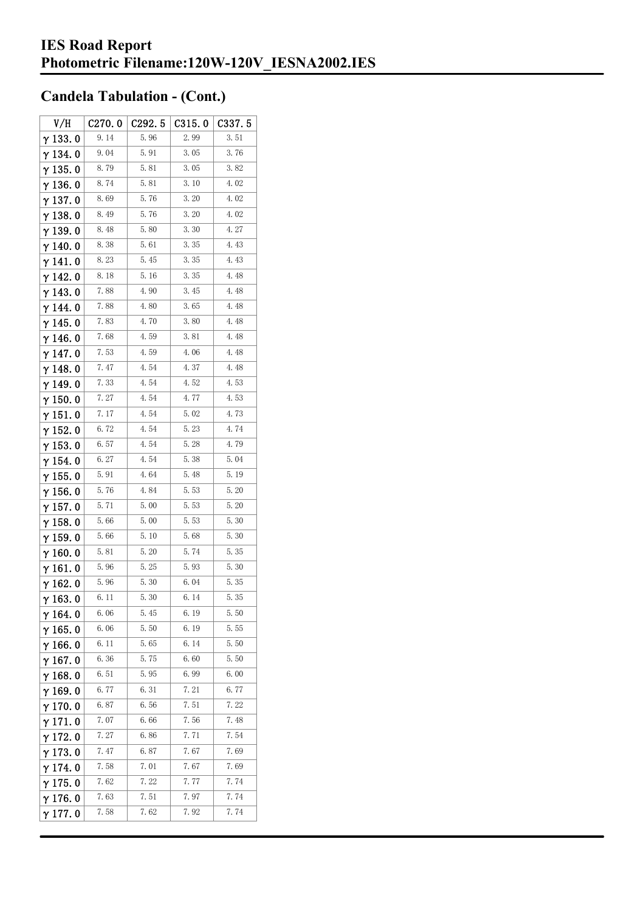## Candela Tabulation - (Cont.)

| V/H | C270.0 | C292.5 | C315.0 | C337.5 |
|---|---|---|---|---|
| γ 133.0 | 9.14 | 5.96 | 2.99 | 3.51 |
| γ 134.0 | 9.04 | 5.91 | 3.05 | 3.76 |
| γ 135.0 | 8.79 | 5.81 | 3.05 | 3.82 |
| γ 136.0 | 8.74 | 5.81 | 3.10 | 4.02 |
| γ 137.0 | 8.69 | 5.76 | 3.20 | 4.02 |
| γ 138.0 | 8.49 | 5.76 | 3.20 | 4.02 |
| γ 139.0 | 8.48 | 5.80 | 3.30 | 4.27 |
| γ 140.0 | 8.38 | 5.61 | 3.35 | 4.43 |
| γ 141.0 | 8.23 | 5.45 | 3.35 | 4.43 |
| γ 142.0 | 8.18 | 5.16 | 3.35 | 4.48 |
| γ 143.0 | 7.88 | 4.90 | 3.45 | 4.48 |
| γ 144.0 | 7.88 | 4.80 | 3.65 | 4.48 |
| γ 145.0 | 7.83 | 4.70 | 3.80 | 4.48 |
| γ 146.0 | 7.68 | 4.59 | 3.81 | 4.48 |
| γ 147.0 | 7.53 | 4.59 | 4.06 | 4.48 |
| γ 148.0 | 7.47 | 4.54 | 4.37 | 4.48 |
| γ 149.0 | 7.33 | 4.54 | 4.52 | 4.53 |
| γ 150.0 | 7.27 | 4.54 | 4.77 | 4.53 |
| γ 151.0 | 7.17 | 4.54 | 5.02 | 4.73 |
| γ 152.0 | 6.72 | 4.54 | 5.23 | 4.74 |
| γ 153.0 | 6.57 | 4.54 | 5.28 | 4.79 |
| γ 154.0 | 6.27 | 4.54 | 5.38 | 5.04 |
| γ 155.0 | 5.91 | 4.64 | 5.48 | 5.19 |
| γ 156.0 | 5.76 | 4.84 | 5.53 | 5.20 |
| γ 157.0 | 5.71 | 5.00 | 5.53 | 5.20 |
| γ 158.0 | 5.66 | 5.00 | 5.53 | 5.30 |
| γ 159.0 | 5.66 | 5.10 | 5.68 | 5.30 |
| γ 160.0 | 5.81 | 5.20 | 5.74 | 5.35 |
| γ 161.0 | 5.96 | 5.25 | 5.93 | 5.30 |
| γ 162.0 | 5.96 | 5.30 | 6.04 | 5.35 |
| γ 163.0 | 6.11 | 5.30 | 6.14 | 5.35 |
| γ 164.0 | 6.06 | 5.45 | 6.19 | 5.50 |
| γ 165.0 | 6.06 | 5.50 | 6.19 | 5.55 |
| γ 166.0 | 6.11 | 5.65 | 6.14 | 5.50 |
| γ 167.0 | 6.36 | 5.75 | 6.60 | 5.50 |
| γ 168.0 | 6.51 | 5.95 | 6.99 | 6.00 |
| γ 169.0 | 6.77 | 6.31 | 7.21 | 6.77 |
| γ 170.0 | 6.87 | 6.56 | 7.51 | 7.22 |
| γ 171.0 | 7.07 | 6.66 | 7.56 | 7.48 |
| γ 172.0 | 7.27 | 6.86 | 7.71 | 7.54 |
| γ 173.0 | 7.47 | 6.87 | 7.67 | 7.69 |
| γ 174.0 | 7.58 | 7.01 | 7.67 | 7.69 |
| γ 175.0 | 7.62 | 7.22 | 7.77 | 7.74 |
| γ 176.0 | 7.63 | 7.51 | 7.97 | 7.74 |
| γ 177.0 | 7.58 | 7.62 | 7.92 | 7.74 |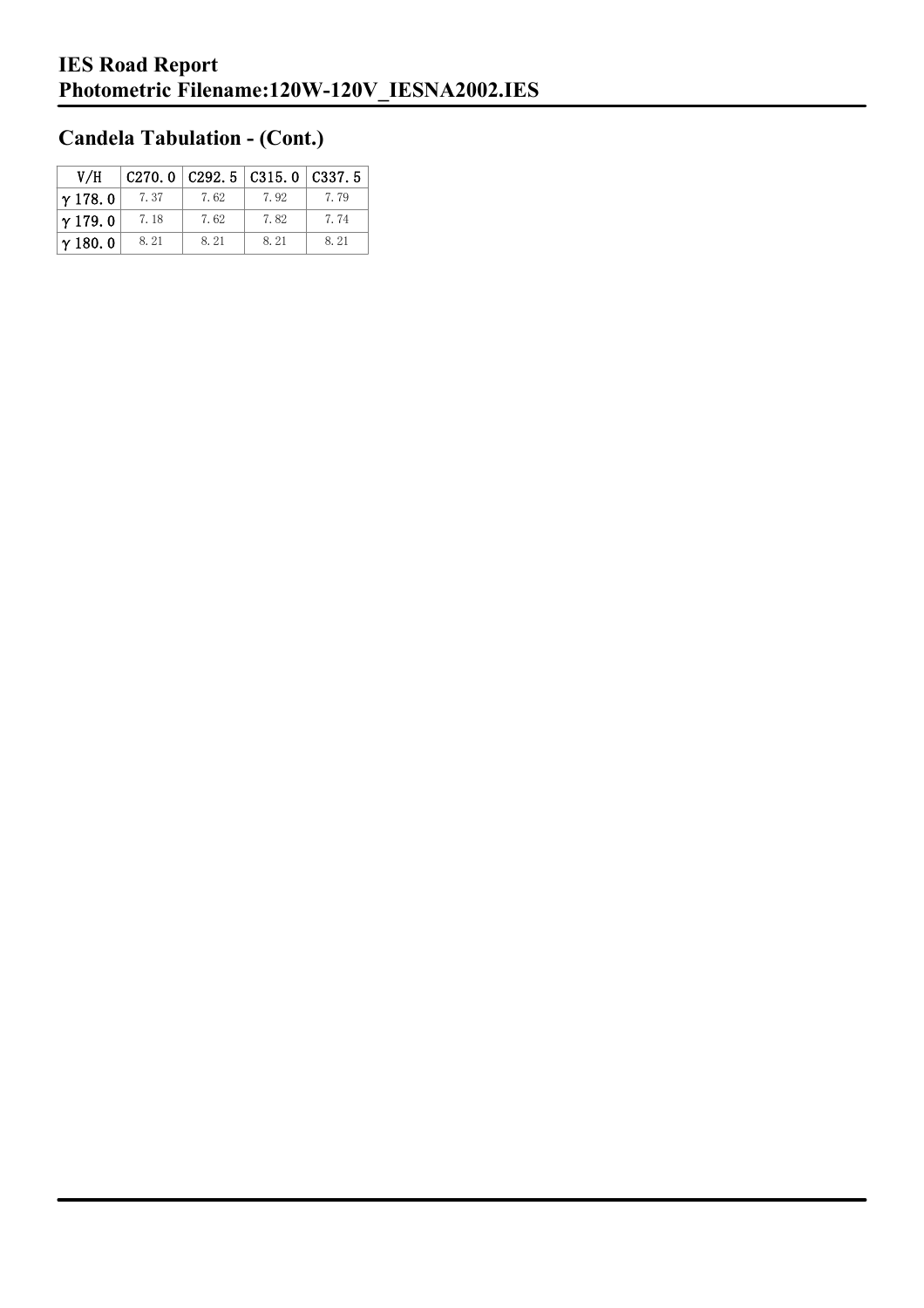## Candela Tabulation - (Cont.)

| V/H | C270.0 | C292.5 | C315.0 | C337.5 |
|---|---|---|---|---|
| γ 178.0 | 7.37 | 7.62 | 7.92 | 7.79 |
| γ 179.0 | 7.18 | 7.62 | 7.82 | 7.74 |
| γ 180.0 | 8.21 | 8.21 | 8.21 | 8.21 |